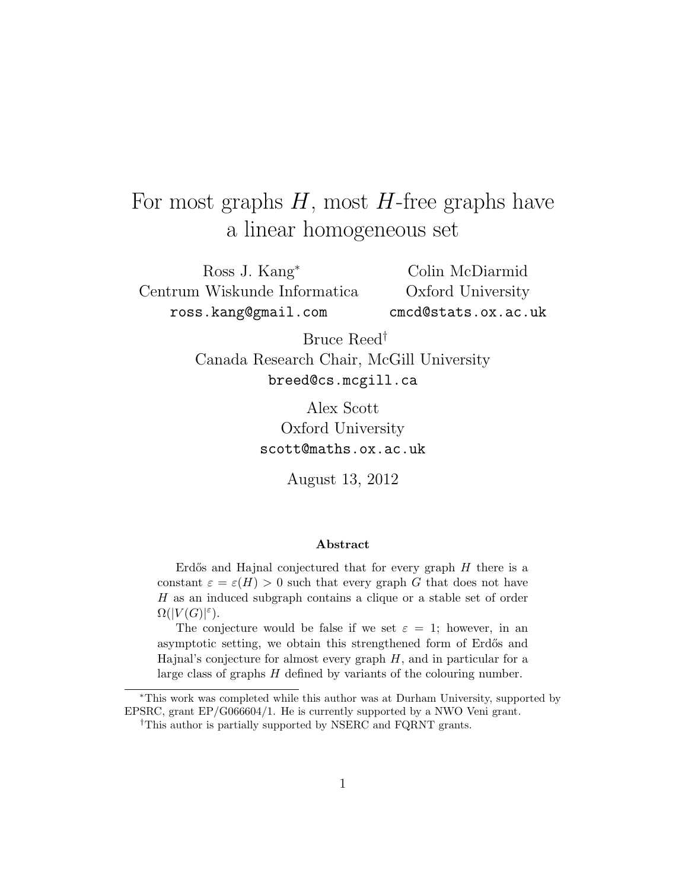# For most graphs $H$, most $H$-free graphs have a linear homogeneous set

Ross J. Kang[*]
Centrum Wiskunde Informatica
ross.kang@gmail.com

Colin McDiarmid
Oxford University
cmcd@stats.ox.ac.uk

Bruce Reed[†]
Canada Research Chair, McGill University
breed@cs.mcgill.ca

Alex Scott
Oxford University
scott@maths.ox.ac.uk

August 13, 2012

**Abstract**

Erdős and Hajnal conjectured that for every graph $H$ there is a constant $\varepsilon = \varepsilon(H) > 0$ such that every graph $G$ that does not have $H$ as an induced subgraph contains a clique or a stable set of order $\Omega(|V(G)|^{\varepsilon})$.

The conjecture would be false if we set $\varepsilon = 1$; however, in an asymptotic setting, we obtain this strengthened form of Erdős and Hajnal's conjecture for almost every graph $H$, and in particular for a large class of graphs $H$ defined by variants of the colouring number.

---

[*] This work was completed while this author was at Durham University, supported by EPSRC, grant EP/G066604/1. He is currently supported by a NWO Veni grant.

[†] This author is partially supported by NSERC and FQRNT grants.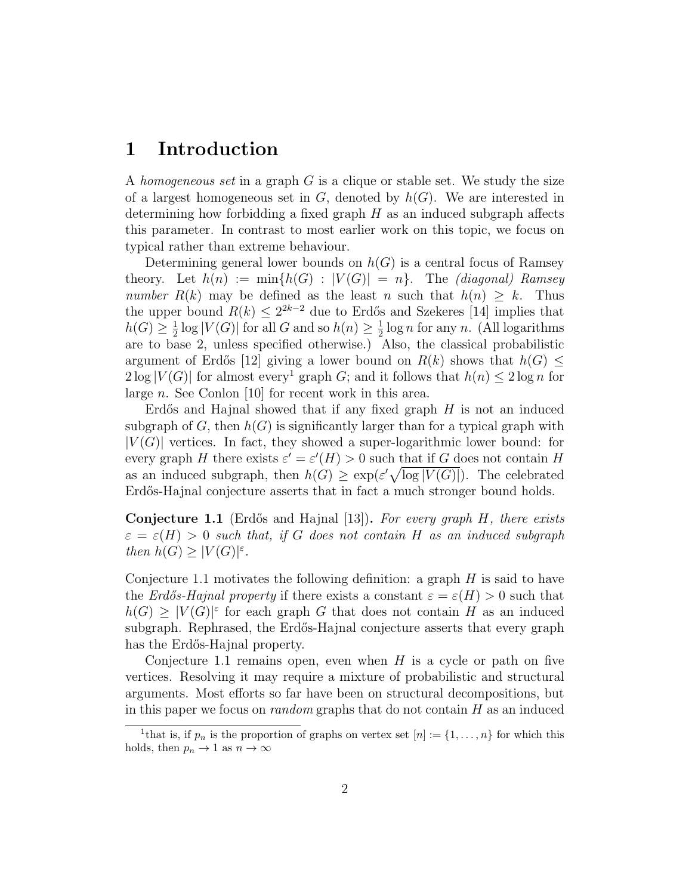# 1 Introduction

A *homogeneous set* in a graph $G$ is a clique or stable set. We study the size of a largest homogeneous set in $G$, denoted by $h(G)$. We are interested in determining how forbidding a fixed graph $H$ as an induced subgraph affects this parameter. In contrast to most earlier work on this topic, we focus on typical rather than extreme behaviour.

Determining general lower bounds on $h(G)$ is a central focus of Ramsey theory. Let $h(n) := \min\{h(G) : |V(G)| = n\}$. The *(diagonal) Ramsey number* $R(k)$ may be defined as the least $n$ such that $h(n) \geq k$. Thus the upper bound $R(k) \leq 2^{2k-2}$ due to Erdős and Szekeres [14] implies that $h(G) \geq \frac{1}{2} \log |V(G)|$ for all $G$ and so $h(n) \geq \frac{1}{2} \log n$ for any $n$. (All logarithms are to base 2, unless specified otherwise.) Also, the classical probabilistic argument of Erdős [12] giving a lower bound on $R(k)$ shows that $h(G) \leq 2 \log |V(G)|$ for almost every[1] graph $G$; and it follows that $h(n) \leq 2 \log n$ for large $n$. See Conlon [10] for recent work in this area.

Erdős and Hajnal showed that if any fixed graph $H$ is not an induced subgraph of $G$, then $h(G)$ is significantly larger than for a typical graph with $|V(G)|$ vertices. In fact, they showed a super-logarithmic lower bound: for every graph $H$ there exists $\varepsilon' = \varepsilon'(H) > 0$ such that if $G$ does not contain $H$ as an induced subgraph, then $h(G) \geq \exp(\varepsilon' \sqrt{\log |V(G)|})$. The celebrated Erdős-Hajnal conjecture asserts that in fact a much stronger bound holds.

**Conjecture 1.1** (Erdős and Hajnal [13])**.** *For every graph $H$, there exists $\varepsilon = \varepsilon(H) > 0$ such that, if $G$ does not contain $H$ as an induced subgraph then $h(G) \geq |V(G)|^{\varepsilon}$.*

Conjecture 1.1 motivates the following definition: a graph $H$ is said to have the *Erdős-Hajnal property* if there exists a constant $\varepsilon = \varepsilon(H) > 0$ such that $h(G) \geq |V(G)|^{\varepsilon}$ for each graph $G$ that does not contain $H$ as an induced subgraph. Rephrased, the Erdős-Hajnal conjecture asserts that every graph has the Erdős-Hajnal property.

Conjecture 1.1 remains open, even when $H$ is a cycle or path on five vertices. Resolving it may require a mixture of probabilistic and structural arguments. Most efforts so far have been on structural decompositions, but in this paper we focus on *random* graphs that do not contain $H$ as an induced

[1] that is, if $p_n$ is the proportion of graphs on vertex set $[n] := \{1, \ldots, n\}$ for which this holds, then $p_n \to 1$ as $n \to \infty$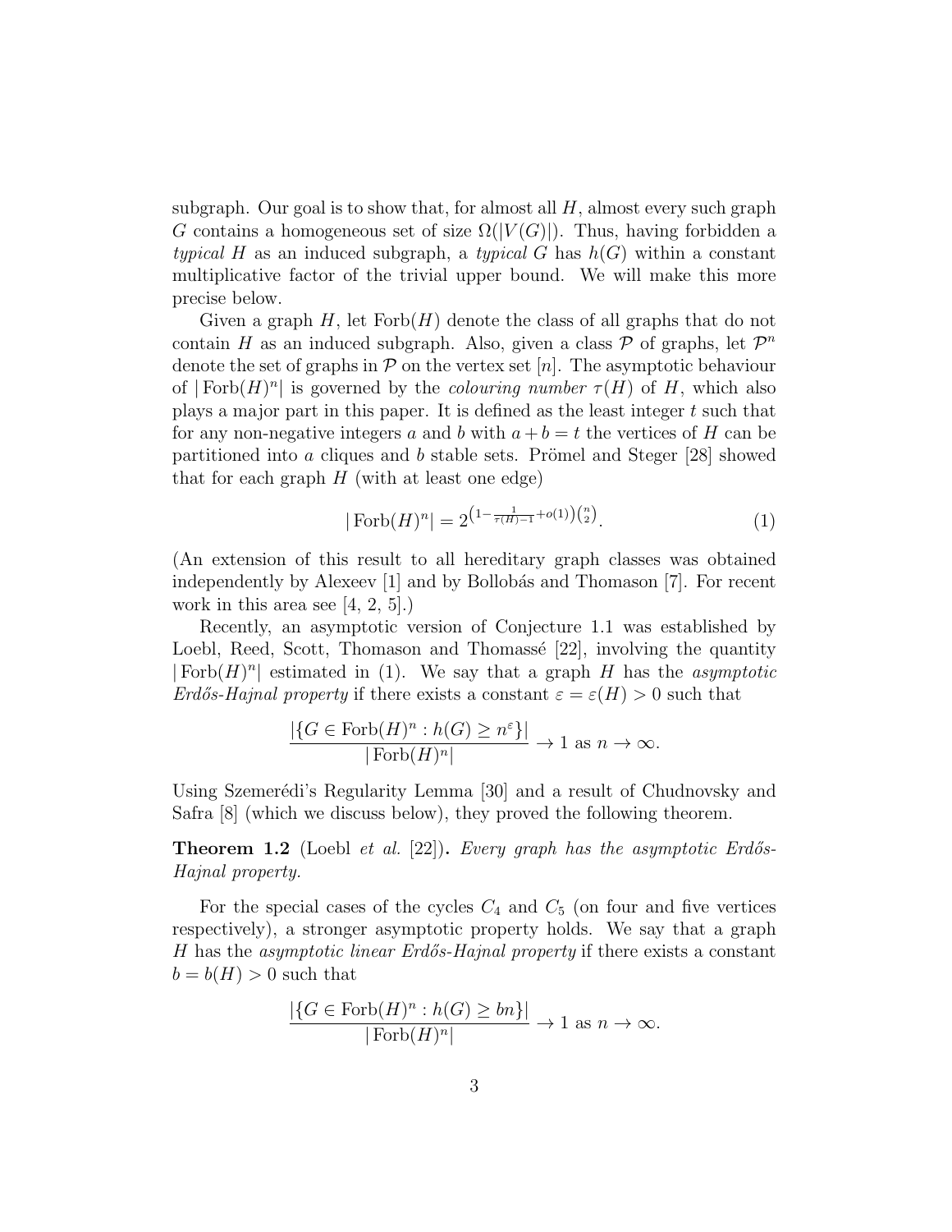subgraph. Our goal is to show that, for almost all $H$, almost every such graph $G$ contains a homogeneous set of size $\Omega(|V(G)|)$. Thus, having forbidden a *typical* $H$ as an induced subgraph, a *typical* $G$ has $h(G)$ within a constant multiplicative factor of the trivial upper bound. We will make this more precise below.

Given a graph $H$, let $\mathrm{Forb}(H)$ denote the class of all graphs that do not contain $H$ as an induced subgraph. Also, given a class $\mathcal{P}$ of graphs, let $\mathcal{P}^n$ denote the set of graphs in $\mathcal{P}$ on the vertex set $[n]$. The asymptotic behaviour of $|\mathrm{Forb}(H)^n|$ is governed by the *colouring number* $\tau(H)$ of $H$, which also plays a major part in this paper. It is defined as the least integer $t$ such that for any non-negative integers $a$ and $b$ with $a + b = t$ the vertices of $H$ can be partitioned into $a$ cliques and $b$ stable sets. Prömel and Steger [28] showed that for each graph $H$ (with at least one edge)

$$|\mathrm{Forb}(H)^n| = 2^{\left(1 - \frac{1}{\tau(H)-1} + o(1)\right)\binom{n}{2}}. \tag{1}$$

(An extension of this result to all hereditary graph classes was obtained independently by Alexeev [1] and by Bollobás and Thomason [7]. For recent work in this area see [4, 2, 5].)

Recently, an asymptotic version of Conjecture 1.1 was established by Loebl, Reed, Scott, Thomason and Thomassé [22], involving the quantity $|\mathrm{Forb}(H)^n|$ estimated in (1). We say that a graph $H$ has the *asymptotic Erdős-Hajnal property* if there exists a constant $\varepsilon = \varepsilon(H) > 0$ such that

$$\frac{|\{G \in \mathrm{Forb}(H)^n : h(G) \geq n^{\varepsilon}\}|}{|\mathrm{Forb}(H)^n|} \to 1 \text{ as } n \to \infty.$$

Using Szemerédi's Regularity Lemma [30] and a result of Chudnovsky and Safra [8] (which we discuss below), they proved the following theorem.

**Theorem 1.2** (Loebl *et al.* [22])**.** *Every graph has the asymptotic Erdős-Hajnal property.*

For the special cases of the cycles $C_4$ and $C_5$ (on four and five vertices respectively), a stronger asymptotic property holds. We say that a graph $H$ has the *asymptotic linear Erdős-Hajnal property* if there exists a constant $b = b(H) > 0$ such that

$$\frac{|\{G \in \mathrm{Forb}(H)^n : h(G) \geq bn\}|}{|\mathrm{Forb}(H)^n|} \to 1 \text{ as } n \to \infty.$$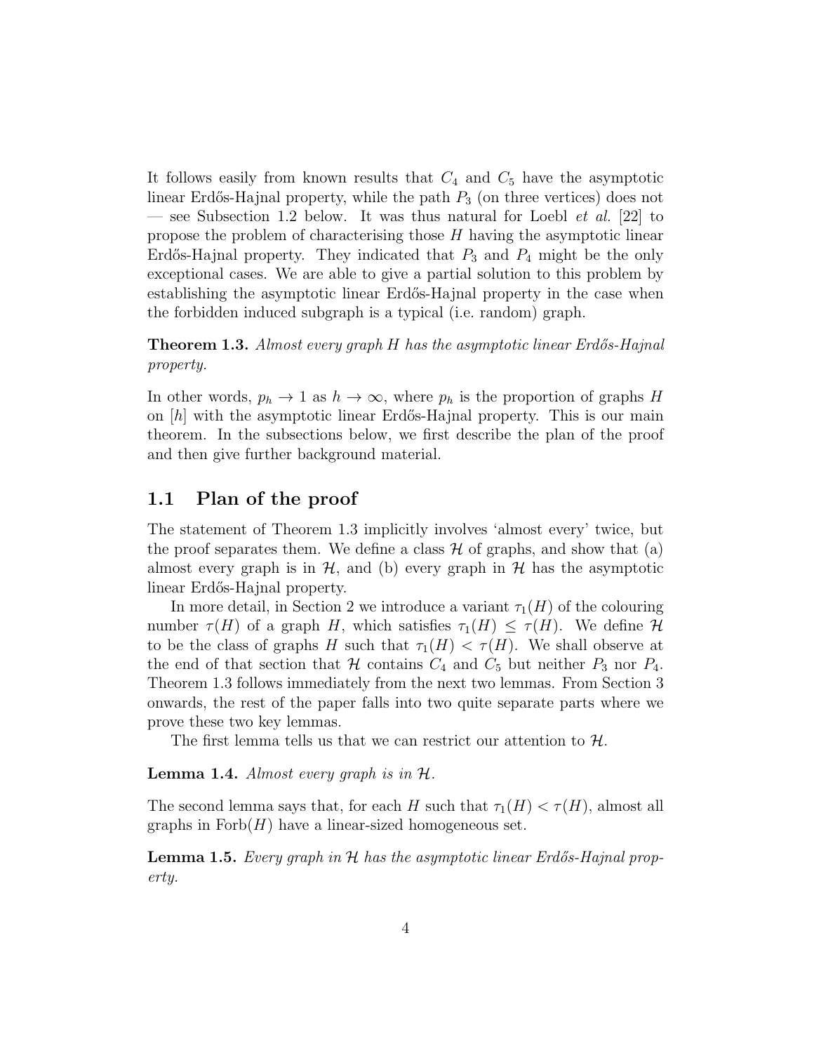It follows easily from known results that $C_4$ and $C_5$ have the asymptotic linear Erdős-Hajnal property, while the path $P_3$ (on three vertices) does not — see Subsection 1.2 below. It was thus natural for Loebl *et al.* [22] to propose the problem of characterising those $H$ having the asymptotic linear Erdős-Hajnal property. They indicated that $P_3$ and $P_4$ might be the only exceptional cases. We are able to give a partial solution to this problem by establishing the asymptotic linear Erdős-Hajnal property in the case when the forbidden induced subgraph is a typical (i.e. random) graph.

**Theorem 1.3.** *Almost every graph $H$ has the asymptotic linear Erdős-Hajnal property.*

In other words, $p_h \to 1$ as $h \to \infty$, where $p_h$ is the proportion of graphs $H$ on $[h]$ with the asymptotic linear Erdős-Hajnal property. This is our main theorem. In the subsections below, we first describe the plan of the proof and then give further background material.

## 1.1 Plan of the proof

The statement of Theorem 1.3 implicitly involves 'almost every' twice, but the proof separates them. We define a class $\mathcal{H}$ of graphs, and show that (a) almost every graph is in $\mathcal{H}$, and (b) every graph in $\mathcal{H}$ has the asymptotic linear Erdős-Hajnal property.

In more detail, in Section 2 we introduce a variant $\tau_1(H)$ of the colouring number $\tau(H)$ of a graph $H$, which satisfies $\tau_1(H) \leq \tau(H)$. We define $\mathcal{H}$ to be the class of graphs $H$ such that $\tau_1(H) < \tau(H)$. We shall observe at the end of that section that $\mathcal{H}$ contains $C_4$ and $C_5$ but neither $P_3$ nor $P_4$. Theorem 1.3 follows immediately from the next two lemmas. From Section 3 onwards, the rest of the paper falls into two quite separate parts where we prove these two key lemmas.

The first lemma tells us that we can restrict our attention to $\mathcal{H}$.

**Lemma 1.4.** *Almost every graph is in $\mathcal{H}$.*

The second lemma says that, for each $H$ such that $\tau_1(H) < \tau(H)$, almost all graphs in $\mathrm{Forb}(H)$ have a linear-sized homogeneous set.

**Lemma 1.5.** *Every graph in $\mathcal{H}$ has the asymptotic linear Erdős-Hajnal property.*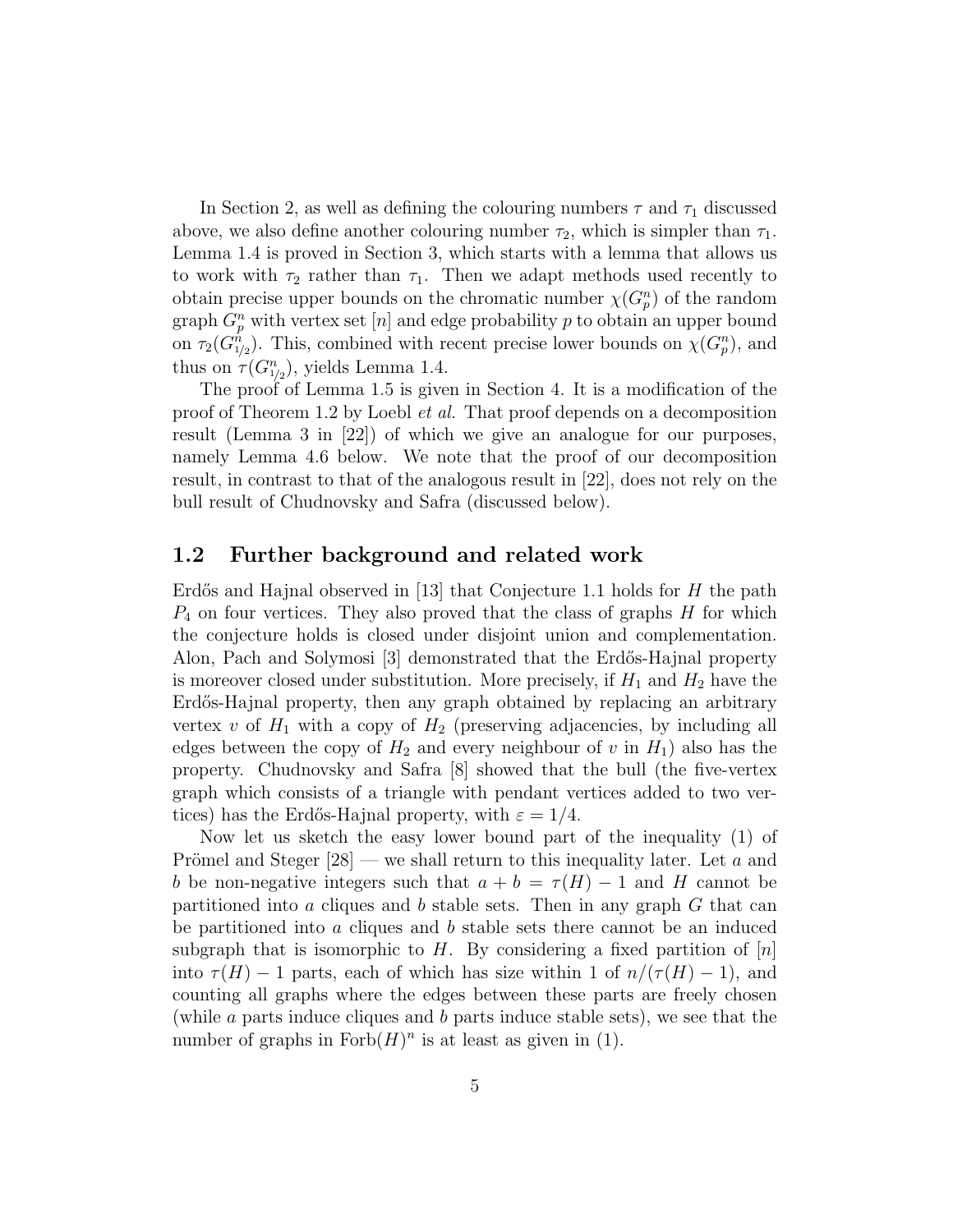In Section 2, as well as defining the colouring numbers $\tau$ and $\tau_1$ discussed above, we also define another colouring number $\tau_2$, which is simpler than $\tau_1$. Lemma 1.4 is proved in Section 3, which starts with a lemma that allows us to work with $\tau_2$ rather than $\tau_1$. Then we adapt methods used recently to obtain precise upper bounds on the chromatic number $\chi(G_p^n)$ of the random graph $G_p^n$ with vertex set $[n]$ and edge probability $p$ to obtain an upper bound on $\tau_2(G_{1/2}^n)$. This, combined with recent precise lower bounds on $\chi(G_p^n)$, and thus on $\tau(G_{1/2}^n)$, yields Lemma 1.4.

The proof of Lemma 1.5 is given in Section 4. It is a modification of the proof of Theorem 1.2 by Loebl *et al.* That proof depends on a decomposition result (Lemma 3 in [22]) of which we give an analogue for our purposes, namely Lemma 4.6 below. We note that the proof of our decomposition result, in contrast to that of the analogous result in [22], does not rely on the bull result of Chudnovsky and Safra (discussed below).

## 1.2 Further background and related work

Erdős and Hajnal observed in [13] that Conjecture 1.1 holds for $H$ the path $P_4$ on four vertices. They also proved that the class of graphs $H$ for which the conjecture holds is closed under disjoint union and complementation. Alon, Pach and Solymosi [3] demonstrated that the Erdős-Hajnal property is moreover closed under substitution. More precisely, if $H_1$ and $H_2$ have the Erdős-Hajnal property, then any graph obtained by replacing an arbitrary vertex $v$ of $H_1$ with a copy of $H_2$ (preserving adjacencies, by including all edges between the copy of $H_2$ and every neighbour of $v$ in $H_1$) also has the property. Chudnovsky and Safra [8] showed that the bull (the five-vertex graph which consists of a triangle with pendant vertices added to two vertices) has the Erdős-Hajnal property, with $\varepsilon = 1/4$.

Now let us sketch the easy lower bound part of the inequality (1) of Prömel and Steger [28] — we shall return to this inequality later. Let $a$ and $b$ be non-negative integers such that $a + b = \tau(H) - 1$ and $H$ cannot be partitioned into $a$ cliques and $b$ stable sets. Then in any graph $G$ that can be partitioned into $a$ cliques and $b$ stable sets there cannot be an induced subgraph that is isomorphic to $H$. By considering a fixed partition of $[n]$ into $\tau(H) - 1$ parts, each of which has size within 1 of $n/(\tau(H) - 1)$, and counting all graphs where the edges between these parts are freely chosen (while $a$ parts induce cliques and $b$ parts induce stable sets), we see that the number of graphs in $\text{Forb}(H)^n$ is at least as given in (1).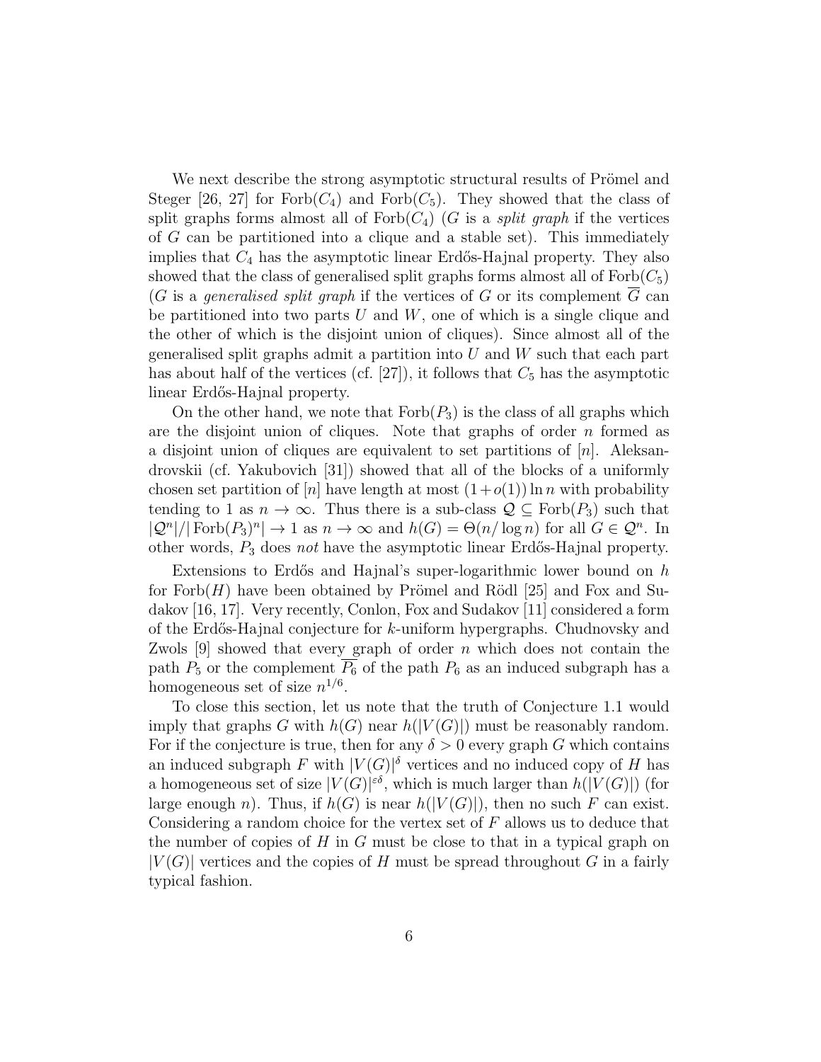We next describe the strong asymptotic structural results of Prömel and Steger [26, 27] for $\mathrm{Forb}(C_4)$ and $\mathrm{Forb}(C_5)$. They showed that the class of split graphs forms almost all of $\mathrm{Forb}(C_4)$ ($G$ is a *split graph* if the vertices of $G$ can be partitioned into a clique and a stable set). This immediately implies that $C_4$ has the asymptotic linear Erdős-Hajnal property. They also showed that the class of generalised split graphs forms almost all of $\mathrm{Forb}(C_5)$ ($G$ is a *generalised split graph* if the vertices of $G$ or its complement $\overline{G}$ can be partitioned into two parts $U$ and $W$, one of which is a single clique and the other of which is the disjoint union of cliques). Since almost all of the generalised split graphs admit a partition into $U$ and $W$ such that each part has about half of the vertices (cf. [27]), it follows that $C_5$ has the asymptotic linear Erdős-Hajnal property.

On the other hand, we note that $\mathrm{Forb}(P_3)$ is the class of all graphs which are the disjoint union of cliques. Note that graphs of order $n$ formed as a disjoint union of cliques are equivalent to set partitions of $[n]$. Aleksandrovskii (cf. Yakubovich [31]) showed that all of the blocks of a uniformly chosen set partition of $[n]$ have length at most $(1+o(1))\ln n$ with probability tending to 1 as $n \to \infty$. Thus there is a sub-class $\mathcal{Q} \subseteq \mathrm{Forb}(P_3)$ such that $|\mathcal{Q}^n|/|\mathrm{Forb}(P_3)^n| \to 1$ as $n \to \infty$ and $h(G) = \Theta(n/\log n)$ for all $G \in \mathcal{Q}^n$. In other words, $P_3$ does *not* have the asymptotic linear Erdős-Hajnal property.

Extensions to Erdős and Hajnal's super-logarithmic lower bound on $h$ for $\mathrm{Forb}(H)$ have been obtained by Prömel and Rödl [25] and Fox and Sudakov [16, 17]. Very recently, Conlon, Fox and Sudakov [11] considered a form of the Erdős-Hajnal conjecture for $k$-uniform hypergraphs. Chudnovsky and Zwols [9] showed that every graph of order $n$ which does not contain the path $P_5$ or the complement $\overline{P_6}$ of the path $P_6$ as an induced subgraph has a homogeneous set of size $n^{1/6}$.

To close this section, let us note that the truth of Conjecture 1.1 would imply that graphs $G$ with $h(G)$ near $h(|V(G)|)$ must be reasonably random. For if the conjecture is true, then for any $\delta > 0$ every graph $G$ which contains an induced subgraph $F$ with $|V(G)|^{\delta}$ vertices and no induced copy of $H$ has a homogeneous set of size $|V(G)|^{\varepsilon\delta}$, which is much larger than $h(|V(G)|)$ (for large enough $n$). Thus, if $h(G)$ is near $h(|V(G)|)$, then no such $F$ can exist. Considering a random choice for the vertex set of $F$ allows us to deduce that the number of copies of $H$ in $G$ must be close to that in a typical graph on $|V(G)|$ vertices and the copies of $H$ must be spread throughout $G$ in a fairly typical fashion.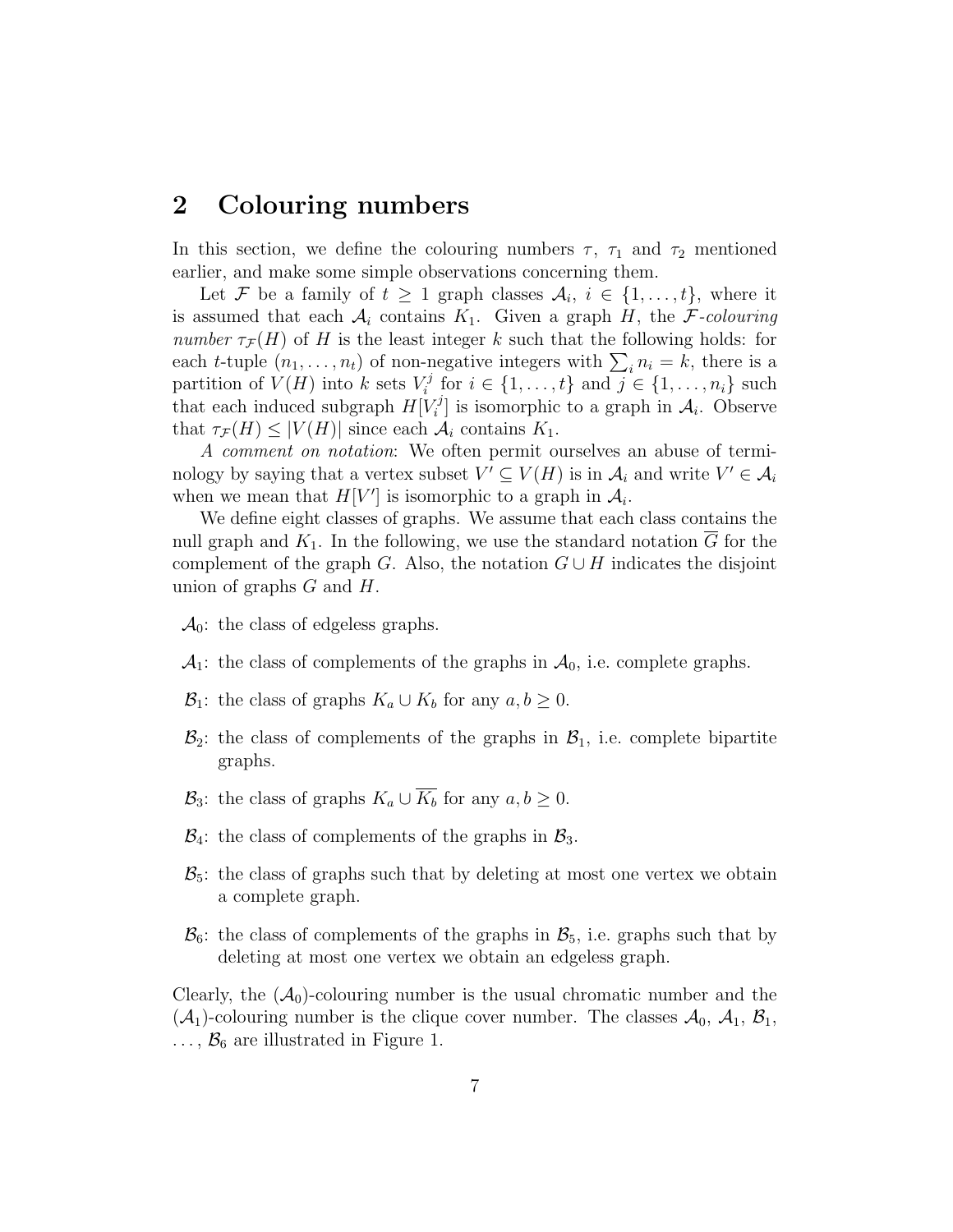## 2 Colouring numbers

In this section, we define the colouring numbers $\tau$, $\tau_1$ and $\tau_2$ mentioned earlier, and make some simple observations concerning them.

Let $\mathcal{F}$ be a family of $t \geq 1$ graph classes $\mathcal{A}_i$, $i \in \{1, \ldots, t\}$, where it is assumed that each $\mathcal{A}_i$ contains $K_1$. Given a graph $H$, the *$\mathcal{F}$-colouring number* $\tau_{\mathcal{F}}(H)$ of $H$ is the least integer $k$ such that the following holds: for each $t$-tuple $(n_1, \ldots, n_t)$ of non-negative integers with $\sum_i n_i = k$, there is a partition of $V(H)$ into $k$ sets $V_i^j$ for $i \in \{1, \ldots, t\}$ and $j \in \{1, \ldots, n_i\}$ such that each induced subgraph $H[V_i^j]$ is isomorphic to a graph in $\mathcal{A}_i$. Observe that $\tau_{\mathcal{F}}(H) \leq |V(H)|$ since each $\mathcal{A}_i$ contains $K_1$.

*A comment on notation*: We often permit ourselves an abuse of terminology by saying that a vertex subset $V' \subseteq V(H)$ is in $\mathcal{A}_i$ and write $V' \in \mathcal{A}_i$ when we mean that $H[V']$ is isomorphic to a graph in $\mathcal{A}_i$.

We define eight classes of graphs. We assume that each class contains the null graph and $K_1$. In the following, we use the standard notation $\overline{G}$ for the complement of the graph $G$. Also, the notation $G \cup H$ indicates the disjoint union of graphs $G$ and $H$.

- $\mathcal{A}_0$: the class of edgeless graphs.
- $\mathcal{A}_1$: the class of complements of the graphs in $\mathcal{A}_0$, i.e. complete graphs.
- $\mathcal{B}_1$: the class of graphs $K_a \cup K_b$ for any $a, b \geq 0$.
- $\mathcal{B}_2$: the class of complements of the graphs in $\mathcal{B}_1$, i.e. complete bipartite graphs.
- $\mathcal{B}_3$: the class of graphs $K_a \cup \overline{K_b}$ for any $a, b \geq 0$.
- $\mathcal{B}_4$: the class of complements of the graphs in $\mathcal{B}_3$.
- $\mathcal{B}_5$: the class of graphs such that by deleting at most one vertex we obtain a complete graph.
- $\mathcal{B}_6$: the class of complements of the graphs in $\mathcal{B}_5$, i.e. graphs such that by deleting at most one vertex we obtain an edgeless graph.

Clearly, the $(\mathcal{A}_0)$-colouring number is the usual chromatic number and the $(\mathcal{A}_1)$-colouring number is the clique cover number. The classes $\mathcal{A}_0$, $\mathcal{A}_1$, $\mathcal{B}_1$, $\ldots$, $\mathcal{B}_6$ are illustrated in Figure 1.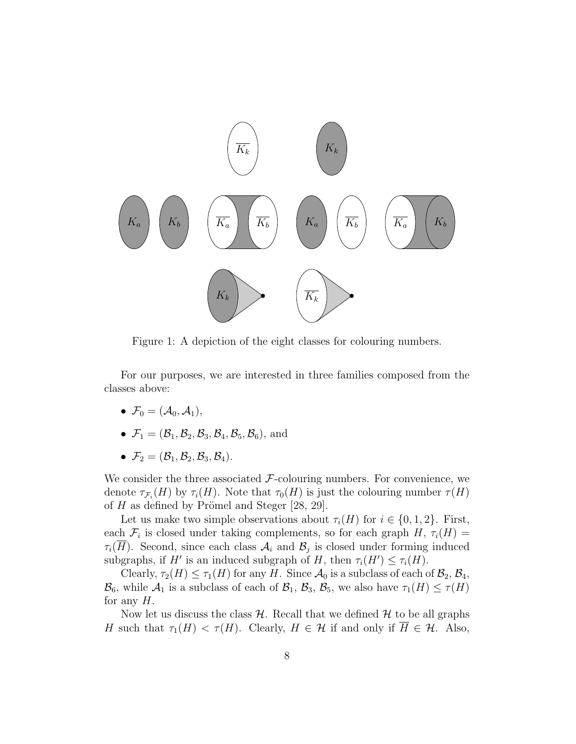Figure 1: A depiction of the eight classes for colouring numbers.

For our purposes, we are interested in three families composed from the classes above:

- $\mathcal{F}_0 = (\mathcal{A}_0, \mathcal{A}_1)$,
- $\mathcal{F}_1 = (\mathcal{B}_1, \mathcal{B}_2, \mathcal{B}_3, \mathcal{B}_4, \mathcal{B}_5, \mathcal{B}_6)$, and
- $\mathcal{F}_2 = (\mathcal{B}_1, \mathcal{B}_2, \mathcal{B}_3, \mathcal{B}_4)$.

We consider the three associated $\mathcal{F}$-colouring numbers. For convenience, we denote $\tau_{\mathcal{F}_i}(H)$ by $\tau_i(H)$. Note that $\tau_0(H)$ is just the colouring number $\tau(H)$ of $H$ as defined by Prömel and Steger [28, 29].

Let us make two simple observations about $\tau_i(H)$ for $i \in \{0, 1, 2\}$. First, each $\mathcal{F}_i$ is closed under taking complements, so for each graph $H$, $\tau_i(H) = \tau_i(\overline{H})$. Second, since each class $\mathcal{A}_i$ and $\mathcal{B}_j$ is closed under forming induced subgraphs, if $H'$ is an induced subgraph of $H$, then $\tau_i(H') \leq \tau_i(H)$.

Clearly, $\tau_2(H) \leq \tau_1(H)$ for any $H$. Since $\mathcal{A}_0$ is a subclass of each of $\mathcal{B}_2$, $\mathcal{B}_4$, $\mathcal{B}_6$, while $\mathcal{A}_1$ is a subclass of each of $\mathcal{B}_1$, $\mathcal{B}_3$, $\mathcal{B}_5$, we also have $\tau_1(H) \leq \tau(H)$ for any $H$.

Now let us discuss the class $\mathcal{H}$. Recall that we defined $\mathcal{H}$ to be all graphs $H$ such that $\tau_1(H) < \tau(H)$. Clearly, $H \in \mathcal{H}$ if and only if $\overline{H} \in \mathcal{H}$. Also,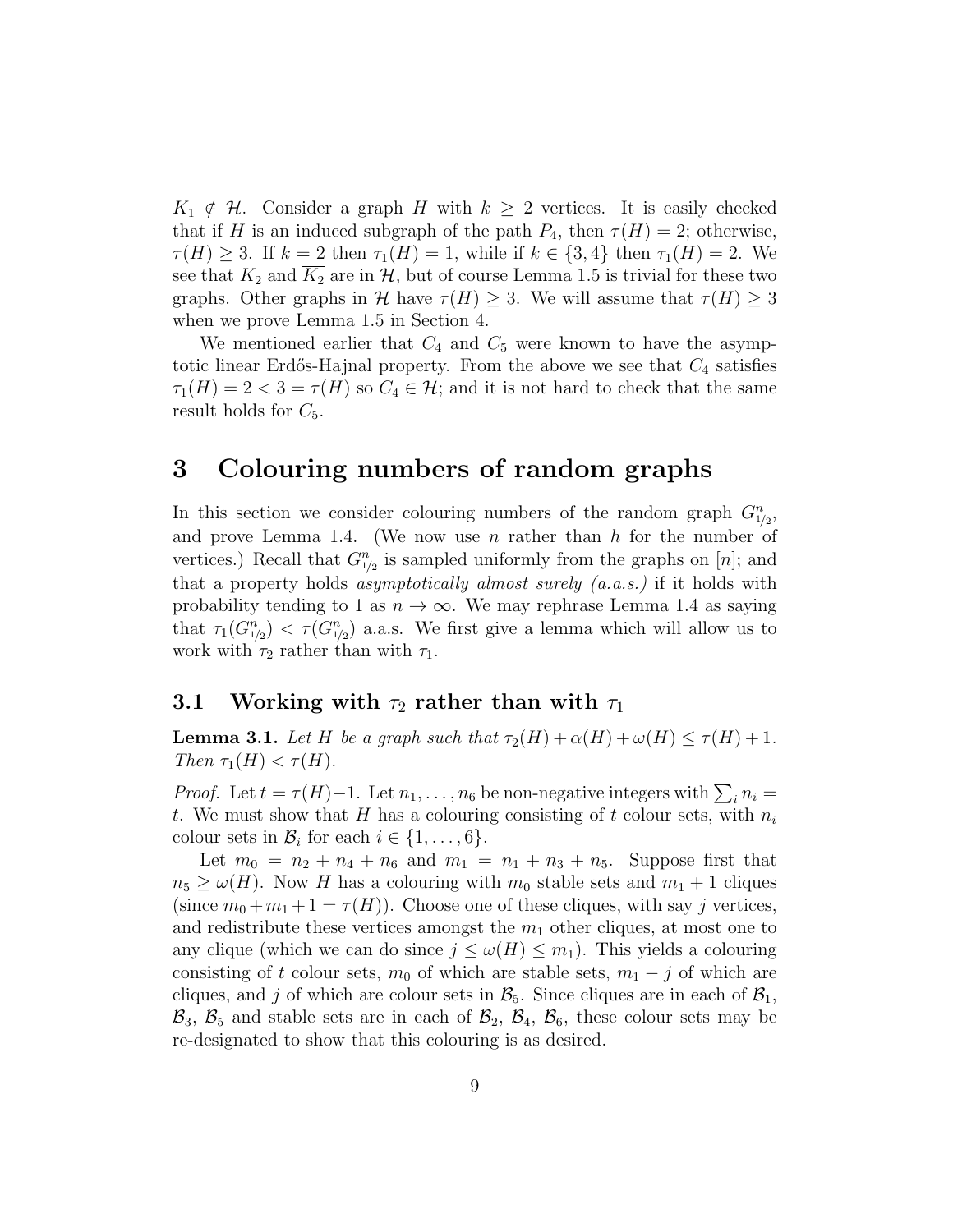$K_1 \notin \mathcal{H}$. Consider a graph $H$ with $k \geq 2$ vertices. It is easily checked that if $H$ is an induced subgraph of the path $P_4$, then $\tau(H) = 2$; otherwise, $\tau(H) \geq 3$. If $k = 2$ then $\tau_1(H) = 1$, while if $k \in \{3, 4\}$ then $\tau_1(H) = 2$. We see that $K_2$ and $\overline{K_2}$ are in $\mathcal{H}$, but of course Lemma 1.5 is trivial for these two graphs. Other graphs in $\mathcal{H}$ have $\tau(H) \geq 3$. We will assume that $\tau(H) \geq 3$ when we prove Lemma 1.5 in Section 4.

We mentioned earlier that $C_4$ and $C_5$ were known to have the asymptotic linear Erdős-Hajnal property. From the above we see that $C_4$ satisfies $\tau_1(H) = 2 < 3 = \tau(H)$ so $C_4 \in \mathcal{H}$; and it is not hard to check that the same result holds for $C_5$.

# 3 Colouring numbers of random graphs

In this section we consider colouring numbers of the random graph $G^n_{1/2}$, and prove Lemma 1.4. (We now use $n$ rather than $h$ for the number of vertices.) Recall that $G^n_{1/2}$ is sampled uniformly from the graphs on $[n]$; and that a property holds *asymptotically almost surely (a.a.s.)* if it holds with probability tending to 1 as $n \to \infty$. We may rephrase Lemma 1.4 as saying that $\tau_1(G^n_{1/2}) < \tau(G^n_{1/2})$ a.a.s. We first give a lemma which will allow us to work with $\tau_2$ rather than with $\tau_1$.

## 3.1 Working with $\tau_2$ rather than with $\tau_1$

**Lemma 3.1.** *Let $H$ be a graph such that $\tau_2(H) + \alpha(H) + \omega(H) \leq \tau(H) + 1$. Then $\tau_1(H) < \tau(H)$.*

*Proof.* Let $t = \tau(H) - 1$. Let $n_1, \ldots, n_6$ be non-negative integers with $\sum_i n_i = t$. We must show that $H$ has a colouring consisting of $t$ colour sets, with $n_i$ colour sets in $\mathcal{B}_i$ for each $i \in \{1, \ldots, 6\}$.

Let $m_0 = n_2 + n_4 + n_6$ and $m_1 = n_1 + n_3 + n_5$. Suppose first that $n_5 \geq \omega(H)$. Now $H$ has a colouring with $m_0$ stable sets and $m_1 + 1$ cliques (since $m_0 + m_1 + 1 = \tau(H)$). Choose one of these cliques, with say $j$ vertices, and redistribute these vertices amongst the $m_1$ other cliques, at most one to any clique (which we can do since $j \leq \omega(H) \leq m_1$). This yields a colouring consisting of $t$ colour sets, $m_0$ of which are stable sets, $m_1 - j$ of which are cliques, and $j$ of which are colour sets in $\mathcal{B}_5$. Since cliques are in each of $\mathcal{B}_1$, $\mathcal{B}_3$, $\mathcal{B}_5$ and stable sets are in each of $\mathcal{B}_2$, $\mathcal{B}_4$, $\mathcal{B}_6$, these colour sets may be re-designated to show that this colouring is as desired.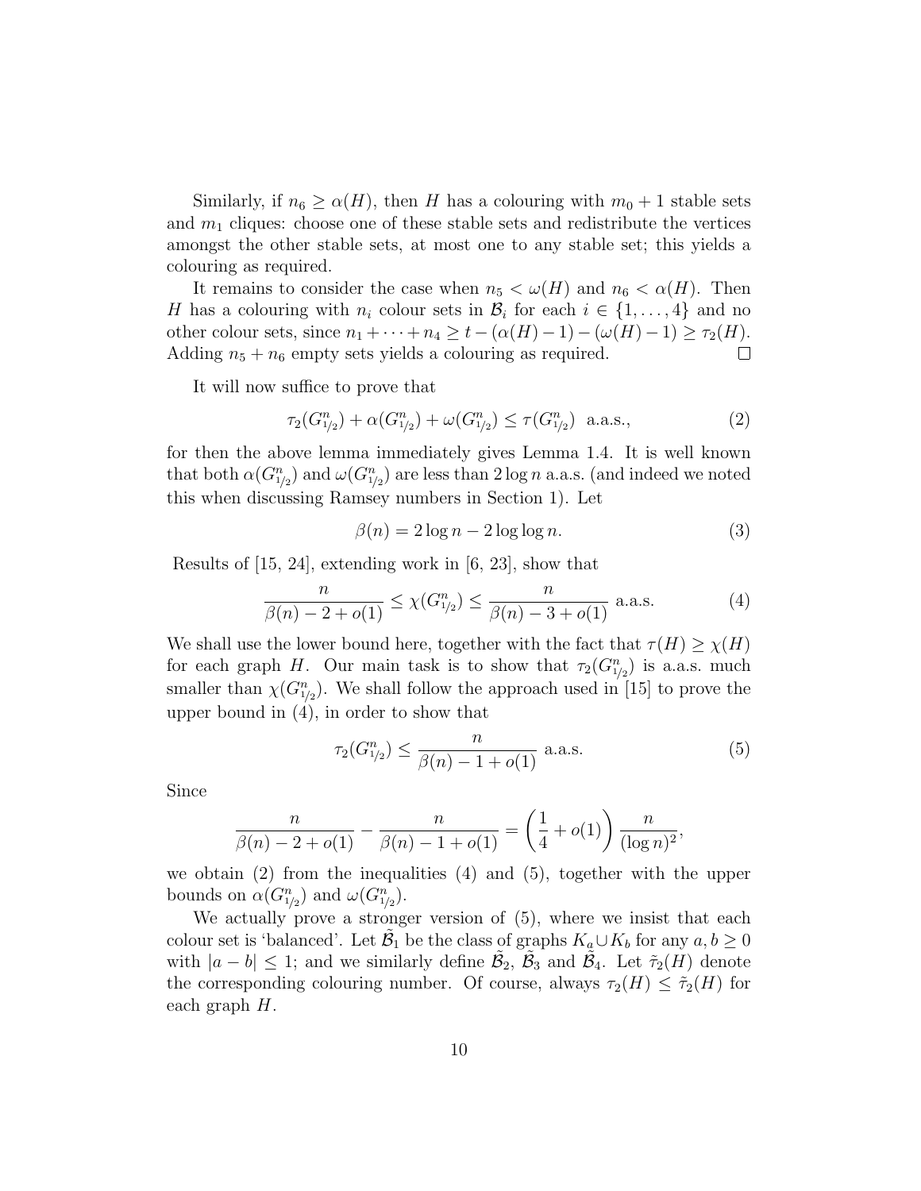Similarly, if $n_6 \geq \alpha(H)$, then $H$ has a colouring with $m_0 + 1$ stable sets and $m_1$ cliques: choose one of these stable sets and redistribute the vertices amongst the other stable sets, at most one to any stable set; this yields a colouring as required.

It remains to consider the case when $n_5 < \omega(H)$ and $n_6 < \alpha(H)$. Then $H$ has a colouring with $n_i$ colour sets in $\mathcal{B}_i$ for each $i \in \{1, \ldots, 4\}$ and no other colour sets, since $n_1 + \cdots + n_4 \geq t - (\alpha(H) - 1) - (\omega(H) - 1) \geq \tau_2(H)$. Adding $n_5 + n_6$ empty sets yields a colouring as required. $\square$

It will now suffice to prove that

$$\tau_2(G^n_{1/2}) + \alpha(G^n_{1/2}) + \omega(G^n_{1/2}) \leq \tau(G^n_{1/2}) \quad \text{a.a.s.}, \tag{2}$$

for then the above lemma immediately gives Lemma 1.4. It is well known that both $\alpha(G^n_{1/2})$ and $\omega(G^n_{1/2})$ are less than $2 \log n$ a.a.s. (and indeed we noted this when discussing Ramsey numbers in Section 1). Let

$$\beta(n) = 2 \log n - 2 \log \log n. \tag{3}$$

Results of [15, 24], extending work in [6, 23], show that

$$\frac{n}{\beta(n) - 2 + o(1)} \leq \chi(G^n_{1/2}) \leq \frac{n}{\beta(n) - 3 + o(1)} \text{ a.a.s.} \tag{4}$$

We shall use the lower bound here, together with the fact that $\tau(H) \geq \chi(H)$ for each graph $H$. Our main task is to show that $\tau_2(G^n_{1/2})$ is a.a.s. much smaller than $\chi(G^n_{1/2})$. We shall follow the approach used in [15] to prove the upper bound in (4), in order to show that

$$\tau_2(G^n_{1/2}) \leq \frac{n}{\beta(n) - 1 + o(1)} \text{ a.a.s.} \tag{5}$$

Since

$$\frac{n}{\beta(n) - 2 + o(1)} - \frac{n}{\beta(n) - 1 + o(1)} = \left(\frac{1}{4} + o(1)\right) \frac{n}{(\log n)^2},$$

we obtain (2) from the inequalities (4) and (5), together with the upper bounds on $\alpha(G^n_{1/2})$ and $\omega(G^n_{1/2})$.

We actually prove a stronger version of (5), where we insist that each colour set is 'balanced'. Let $\tilde{\mathcal{B}}_1$ be the class of graphs $K_a \cup K_b$ for any $a, b \geq 0$ with $|a - b| \leq 1$; and we similarly define $\tilde{\mathcal{B}}_2$, $\tilde{\mathcal{B}}_3$ and $\tilde{\mathcal{B}}_4$. Let $\tilde{\tau}_2(H)$ denote the corresponding colouring number. Of course, always $\tau_2(H) \leq \tilde{\tau}_2(H)$ for each graph $H$.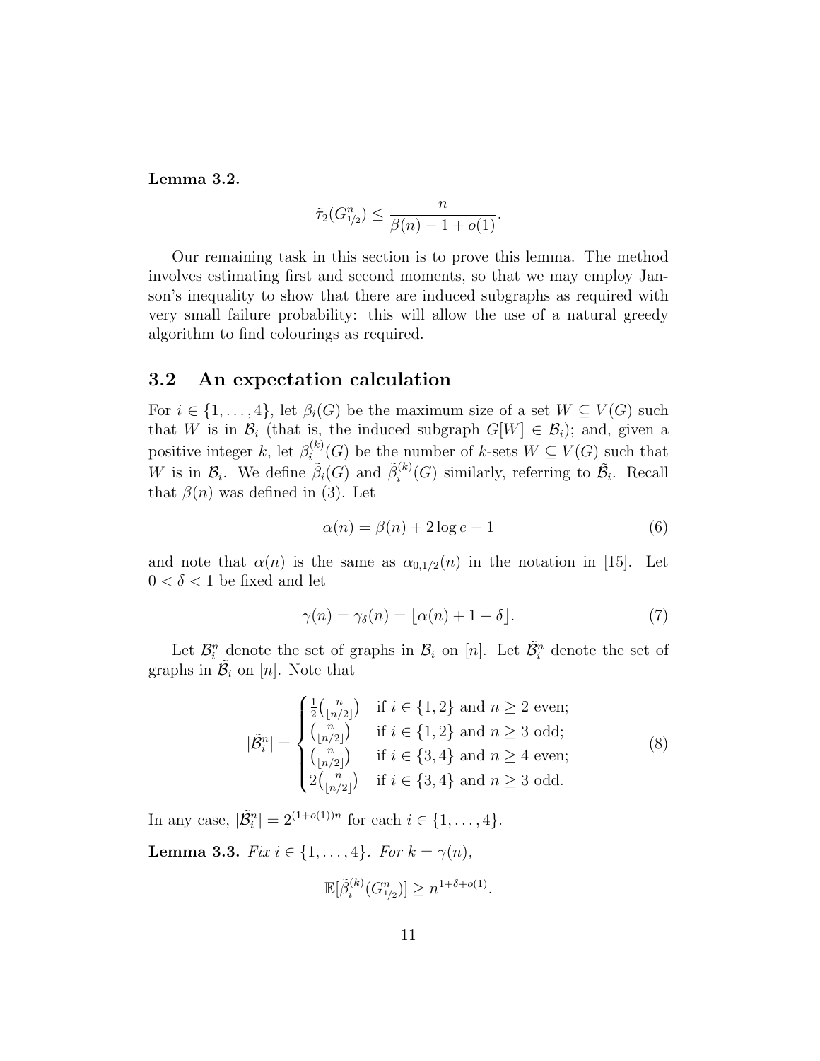**Lemma 3.2.**

$$\tilde{\tau}_2(G^n_{1/2}) \leq \frac{n}{\beta(n) - 1 + o(1)}.$$

Our remaining task in this section is to prove this lemma. The method involves estimating first and second moments, so that we may employ Janson's inequality to show that there are induced subgraphs as required with very small failure probability: this will allow the use of a natural greedy algorithm to find colourings as required.

## 3.2 An expectation calculation

For $i \in \{1, \ldots, 4\}$, let $\beta_i(G)$ be the maximum size of a set $W \subseteq V(G)$ such that $W$ is in $\mathcal{B}_i$ (that is, the induced subgraph $G[W] \in \mathcal{B}_i$); and, given a positive integer $k$, let $\beta_i^{(k)}(G)$ be the number of $k$-sets $W \subseteq V(G)$ such that $W$ is in $\mathcal{B}_i$. We define $\tilde{\beta}_i(G)$ and $\tilde{\beta}_i^{(k)}(G)$ similarly, referring to $\tilde{\mathcal{B}}_i$. Recall that $\beta(n)$ was defined in (3). Let

$$\alpha(n) = \beta(n) + 2\log e - 1 \tag{6}$$

and note that $\alpha(n)$ is the same as $\alpha_{0,1/2}(n)$ in the notation in [15]. Let $0 < \delta < 1$ be fixed and let

$$\gamma(n) = \gamma_\delta(n) = \lfloor \alpha(n) + 1 - \delta \rfloor. \tag{7}$$

Let $\mathcal{B}_i^n$ denote the set of graphs in $\mathcal{B}_i$ on $[n]$. Let $\tilde{\mathcal{B}}_i^n$ denote the set of graphs in $\tilde{\mathcal{B}}_i$ on $[n]$. Note that

$$|\tilde{\mathcal{B}}_i^n| = \begin{cases} \frac{1}{2}\binom{n}{\lfloor n/2 \rfloor} & \text{if } i \in \{1,2\} \text{ and } n \geq 2 \text{ even;} \\ \binom{n}{\lfloor n/2 \rfloor} & \text{if } i \in \{1,2\} \text{ and } n \geq 3 \text{ odd;} \\ \binom{n}{\lfloor n/2 \rfloor} & \text{if } i \in \{3,4\} \text{ and } n \geq 4 \text{ even;} \\ 2\binom{n}{\lfloor n/2 \rfloor} & \text{if } i \in \{3,4\} \text{ and } n \geq 3 \text{ odd.} \end{cases} \tag{8}$$

In any case, $|\tilde{\mathcal{B}}_i^n| = 2^{(1+o(1))n}$ for each $i \in \{1, \ldots, 4\}$.

**Lemma 3.3.** *Fix $i \in \{1, \ldots, 4\}$. For $k = \gamma(n)$,*

$$\mathbb{E}[\tilde{\beta}_i^{(k)}(G^n_{1/2})] \geq n^{1+\delta+o(1)}.$$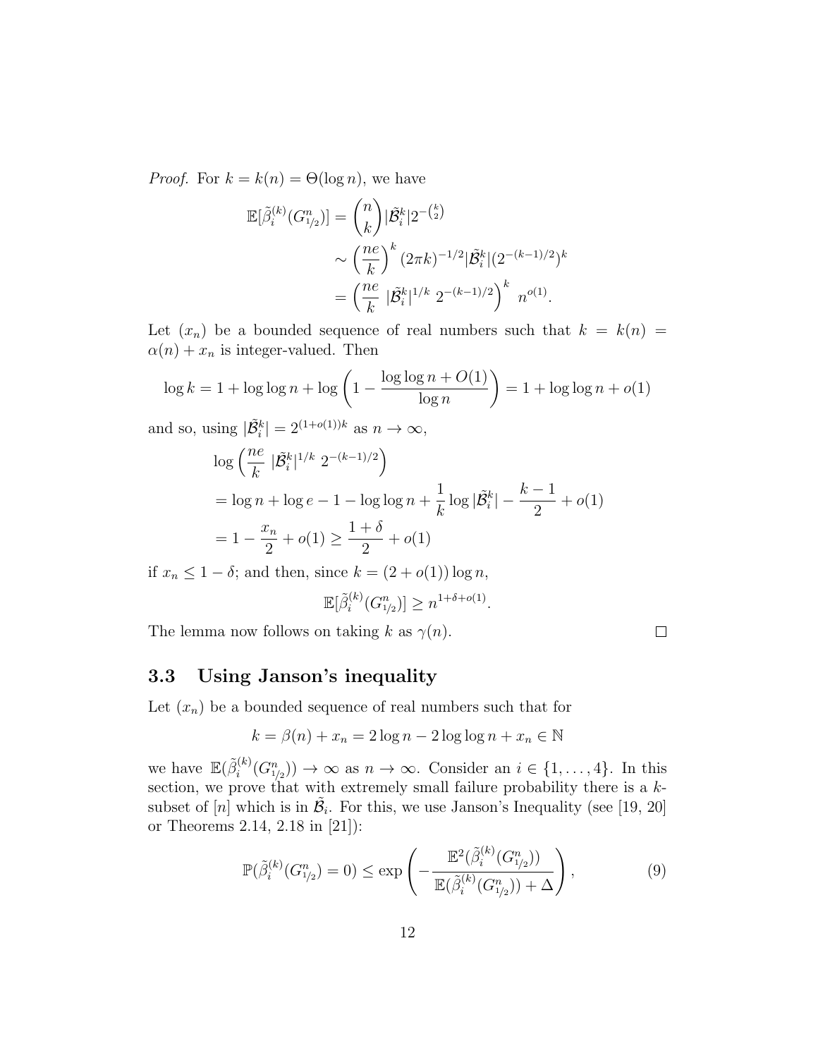*Proof.* For $k = k(n) = \Theta(\log n)$, we have

$$
\begin{aligned}
\mathbb{E}[\tilde{\beta}_i^{(k)}(G^n_{1/2})] &= \binom{n}{k} |\tilde{\mathcal{B}}_i^k| 2^{-\binom{k}{2}} \\
&\sim \left(\frac{ne}{k}\right)^k (2\pi k)^{-1/2} |\tilde{\mathcal{B}}_i^k| (2^{-(k-1)/2})^k \\
&= \left(\frac{ne}{k}\ |\tilde{\mathcal{B}}_i^k|^{1/k}\ 2^{-(k-1)/2}\right)^k\ n^{o(1)}.
\end{aligned}
$$

Let $(x_n)$ be a bounded sequence of real numbers such that $k = k(n) = \alpha(n) + x_n$ is integer-valued. Then

$$
\log k = 1 + \log\log n + \log\left(1 - \frac{\log\log n + O(1)}{\log n}\right) = 1 + \log\log n + o(1)
$$

and so, using $|\tilde{\mathcal{B}}_i^k| = 2^{(1+o(1))k}$ as $n \to \infty$,

$$
\begin{aligned}
&\log\left(\frac{ne}{k}\ |\tilde{\mathcal{B}}_i^k|^{1/k}\ 2^{-(k-1)/2}\right) \\
&= \log n + \log e - 1 - \log\log n + \frac{1}{k}\log|\tilde{\mathcal{B}}_i^k| - \frac{k-1}{2} + o(1) \\
&= 1 - \frac{x_n}{2} + o(1) \geq \frac{1+\delta}{2} + o(1)
\end{aligned}
$$

if $x_n \leq 1 - \delta$; and then, since $k = (2 + o(1))\log n$,

$$
\mathbb{E}[\tilde{\beta}_i^{(k)}(G^n_{1/2})] \geq n^{1+\delta+o(1)}.
$$

The lemma now follows on taking $k$ as $\gamma(n)$. $\square$

## 3.3 Using Janson's inequality

Let $(x_n)$ be a bounded sequence of real numbers such that for

$$
k = \beta(n) + x_n = 2\log n - 2\log\log n + x_n \in \mathbb{N}
$$

we have $\mathbb{E}(\tilde{\beta}_i^{(k)}(G^n_{1/2})) \to \infty$ as $n \to \infty$. Consider an $i \in \{1, \ldots, 4\}$. In this section, we prove that with extremely small failure probability there is a $k$-subset of $[n]$ which is in $\tilde{\mathcal{B}}_i$. For this, we use Janson's Inequality (see [19, 20] or Theorems 2.14, 2.18 in [21]):

$$
\mathbb{P}(\tilde{\beta}_i^{(k)}(G^n_{1/2}) = 0) \leq \exp\left(-\frac{\mathbb{E}^2(\tilde{\beta}_i^{(k)}(G^n_{1/2}))}{\mathbb{E}(\tilde{\beta}_i^{(k)}(G^n_{1/2})) + \Delta}\right), \tag{9}
$$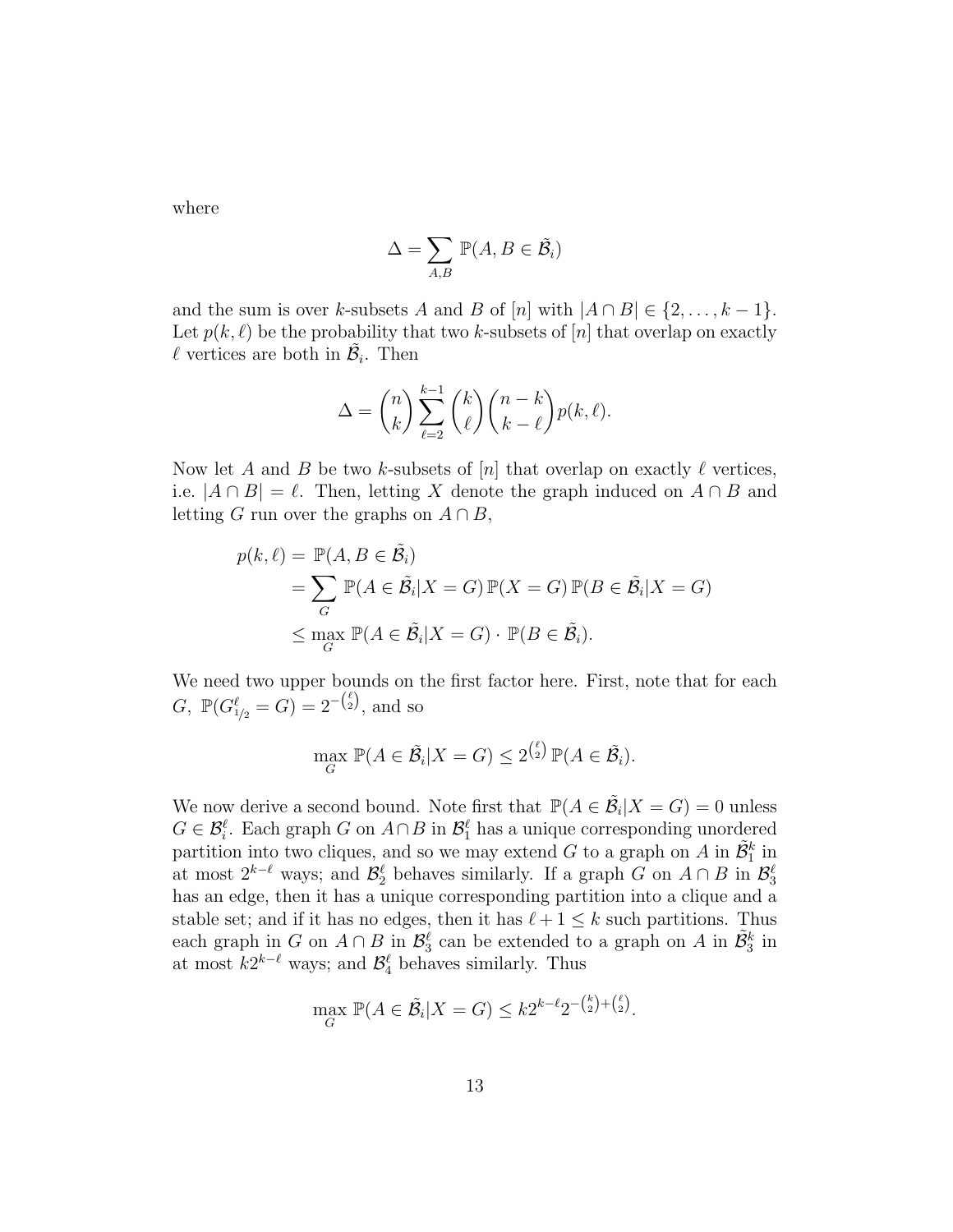where

$$\Delta = \sum_{A,B} \mathbb{P}(A, B \in \tilde{\mathcal{B}}_i)$$

and the sum is over $k$-subsets $A$ and $B$ of $[n]$ with $|A \cap B| \in \{2, \ldots, k-1\}$. Let $p(k, \ell)$ be the probability that two $k$-subsets of $[n]$ that overlap on exactly $\ell$ vertices are both in $\tilde{\mathcal{B}}_i$. Then

$$\Delta = \binom{n}{k} \sum_{\ell=2}^{k-1} \binom{k}{\ell} \binom{n-k}{k-\ell} p(k, \ell).$$

Now let $A$ and $B$ be two $k$-subsets of $[n]$ that overlap on exactly $\ell$ vertices, i.e. $|A \cap B| = \ell$. Then, letting $X$ denote the graph induced on $A \cap B$ and letting $G$ run over the graphs on $A \cap B$,

$$\begin{aligned}
p(k, \ell) &= \mathbb{P}(A, B \in \tilde{\mathcal{B}}_i) \\
&= \sum_G \mathbb{P}(A \in \tilde{\mathcal{B}}_i | X = G)\, \mathbb{P}(X = G)\, \mathbb{P}(B \in \tilde{\mathcal{B}}_i | X = G) \\
&\leq \max_G \mathbb{P}(A \in \tilde{\mathcal{B}}_i | X = G) \cdot \mathbb{P}(B \in \tilde{\mathcal{B}}_i).
\end{aligned}$$

We need two upper bounds on the first factor here. First, note that for each $G$, $\mathbb{P}(G^{\ell}_{1/2} = G) = 2^{-\binom{\ell}{2}}$, and so

$$\max_G \mathbb{P}(A \in \tilde{\mathcal{B}}_i | X = G) \leq 2^{\binom{\ell}{2}}\, \mathbb{P}(A \in \tilde{\mathcal{B}}_i).$$

We now derive a second bound. Note first that $\mathbb{P}(A \in \tilde{\mathcal{B}}_i | X = G) = 0$ unless $G \in \mathcal{B}^{\ell}_i$. Each graph $G$ on $A \cap B$ in $\mathcal{B}^{\ell}_1$ has a unique corresponding unordered partition into two cliques, and so we may extend $G$ to a graph on $A$ in $\tilde{\mathcal{B}}^k_1$ in at most $2^{k-\ell}$ ways; and $\mathcal{B}^{\ell}_2$ behaves similarly. If a graph $G$ on $A \cap B$ in $\mathcal{B}^{\ell}_3$ has an edge, then it has a unique corresponding partition into a clique and a stable set; and if it has no edges, then it has $\ell + 1 \leq k$ such partitions. Thus each graph in $G$ on $A \cap B$ in $\mathcal{B}^{\ell}_3$ can be extended to a graph on $A$ in $\tilde{\mathcal{B}}^k_3$ in at most $k 2^{k-\ell}$ ways; and $\mathcal{B}^{\ell}_4$ behaves similarly. Thus

$$\max_G \mathbb{P}(A \in \tilde{\mathcal{B}}_i | X = G) \leq k 2^{k-\ell} 2^{-\binom{k}{2} + \binom{\ell}{2}}.$$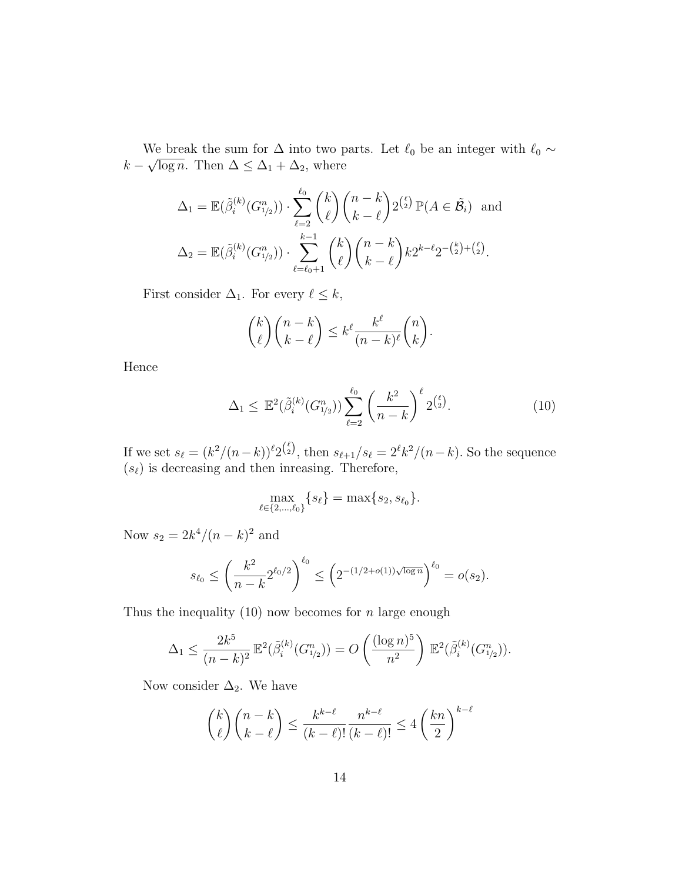We break the sum for $\Delta$ into two parts. Let $\ell_0$ be an integer with $\ell_0 \sim k - \sqrt{\log n}$. Then $\Delta \leq \Delta_1 + \Delta_2$, where

$$\Delta_1 = \mathbb{E}(\tilde{\beta}_i^{(k)}(G^n_{1/2})) \cdot \sum_{\ell=2}^{\ell_0} \binom{k}{\ell}\binom{n-k}{k-\ell} 2^{\binom{\ell}{2}} \, \mathbb{P}(A \in \tilde{\mathcal{B}}_i) \text{ and}$$
$$\Delta_2 = \mathbb{E}(\tilde{\beta}_i^{(k)}(G^n_{1/2})) \cdot \sum_{\ell=\ell_0+1}^{k-1} \binom{k}{\ell}\binom{n-k}{k-\ell} k 2^{k-\ell} 2^{-\binom{k}{2}+\binom{\ell}{2}}.$$

First consider $\Delta_1$. For every $\ell \leq k$,

$$\binom{k}{\ell}\binom{n-k}{k-\ell} \leq k^\ell \frac{k^\ell}{(n-k)^\ell}\binom{n}{k}.$$

Hence

$$\Delta_1 \leq \mathbb{E}^2(\tilde{\beta}_i^{(k)}(G^n_{1/2})) \sum_{\ell=2}^{\ell_0} \left(\frac{k^2}{n-k}\right)^\ell 2^{\binom{\ell}{2}}. \tag{10}$$

If we set $s_\ell = (k^2/(n-k))^\ell 2^{\binom{\ell}{2}}$, then $s_{\ell+1}/s_\ell = 2^\ell k^2/(n-k)$. So the sequence $(s_\ell)$ is decreasing and then inreasing. Therefore,

$$\max_{\ell \in \{2,\ldots,\ell_0\}} \{s_\ell\} = \max\{s_2, s_{\ell_0}\}.$$

Now $s_2 = 2k^4/(n-k)^2$ and

$$s_{\ell_0} \leq \left(\frac{k^2}{n-k} 2^{\ell_0/2}\right)^{\ell_0} \leq \left(2^{-(1/2+o(1))\sqrt{\log n}}\right)^{\ell_0} = o(s_2).$$

Thus the inequality (10) now becomes for $n$ large enough

$$\Delta_1 \leq \frac{2k^5}{(n-k)^2} \mathbb{E}^2(\tilde{\beta}_i^{(k)}(G^n_{1/2})) = O\left(\frac{(\log n)^5}{n^2}\right) \mathbb{E}^2(\tilde{\beta}_i^{(k)}(G^n_{1/2})).$$

Now consider $\Delta_2$. We have

$$\binom{k}{\ell}\binom{n-k}{k-\ell} \leq \frac{k^{k-\ell}}{(k-\ell)!}\frac{n^{k-\ell}}{(k-\ell)!} \leq 4\left(\frac{kn}{2}\right)^{k-\ell}$$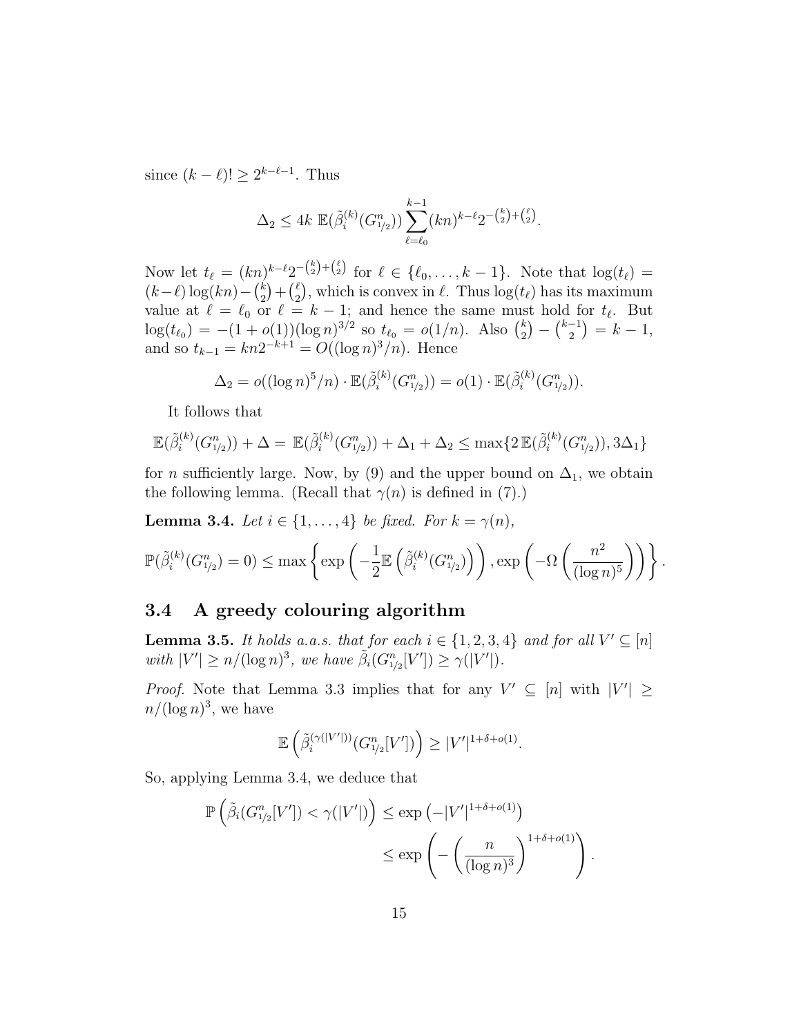since $(k-\ell)! \geq 2^{k-\ell-1}$. Thus

$$\Delta_2 \leq 4k\ \mathbb{E}(\tilde{\beta}_i^{(k)}(G^n_{1/2})) \sum_{\ell=\ell_0}^{k-1} (kn)^{k-\ell} 2^{-\binom{k}{2}+\binom{\ell}{2}}.$$

Now let $t_\ell = (kn)^{k-\ell} 2^{-\binom{k}{2}+\binom{\ell}{2}}$ for $\ell \in \{\ell_0, \ldots, k-1\}$. Note that $\log(t_\ell) = (k-\ell)\log(kn) - \binom{k}{2} + \binom{\ell}{2}$, which is convex in $\ell$. Thus $\log(t_\ell)$ has its maximum value at $\ell = \ell_0$ or $\ell = k-1$; and hence the same must hold for $t_\ell$. But $\log(t_{\ell_0}) = -(1+o(1))(\log n)^{3/2}$ so $t_{\ell_0} = o(1/n)$. Also $\binom{k}{2} - \binom{k-1}{2} = k-1$, and so $t_{k-1} = kn2^{-k+1} = O((\log n)^3/n)$. Hence

$$\Delta_2 = o((\log n)^5/n) \cdot \mathbb{E}(\tilde{\beta}_i^{(k)}(G^n_{1/2})) = o(1) \cdot \mathbb{E}(\tilde{\beta}_i^{(k)}(G^n_{1/2})).$$

It follows that

$$\mathbb{E}(\tilde{\beta}_i^{(k)}(G^n_{1/2})) + \Delta = \mathbb{E}(\tilde{\beta}_i^{(k)}(G^n_{1/2})) + \Delta_1 + \Delta_2 \leq \max\{2\,\mathbb{E}(\tilde{\beta}_i^{(k)}(G^n_{1/2})), 3\Delta_1\}$$

for $n$ sufficiently large. Now, by (9) and the upper bound on $\Delta_1$, we obtain the following lemma. (Recall that $\gamma(n)$ is defined in (7).)

**Lemma 3.4.** *Let $i \in \{1, \ldots, 4\}$ be fixed. For $k = \gamma(n)$,*

$$\mathbb{P}(\tilde{\beta}_i^{(k)}(G^n_{1/2}) = 0) \leq \max\left\{\exp\left(-\frac{1}{2}\mathbb{E}\left(\tilde{\beta}_i^{(k)}(G^n_{1/2})\right)\right), \exp\left(-\Omega\left(\frac{n^2}{(\log n)^5}\right)\right)\right\}.$$

### 3.4 A greedy colouring algorithm

**Lemma 3.5.** *It holds a.a.s. that for each $i \in \{1,2,3,4\}$ and for all $V' \subseteq [n]$ with $|V'| \geq n/(\log n)^3$, we have $\tilde{\beta}_i(G^n_{1/2}[V']) \geq \gamma(|V'|)$.*

*Proof.* Note that Lemma 3.3 implies that for any $V' \subseteq [n]$ with $|V'| \geq n/(\log n)^3$, we have

$$\mathbb{E}\left(\tilde{\beta}_i^{(\gamma(|V'|))}(G^n_{1/2}[V'])\right) \geq |V'|^{1+\delta+o(1)}.$$

So, applying Lemma 3.4, we deduce that

$$\begin{aligned}\mathbb{P}\left(\tilde{\beta}_i(G^n_{1/2}[V']) < \gamma(|V'|)\right) &\leq \exp\left(-|V'|^{1+\delta+o(1)}\right)\\ &\leq \exp\left(-\left(\frac{n}{(\log n)^3}\right)^{1+\delta+o(1)}\right).\end{aligned}$$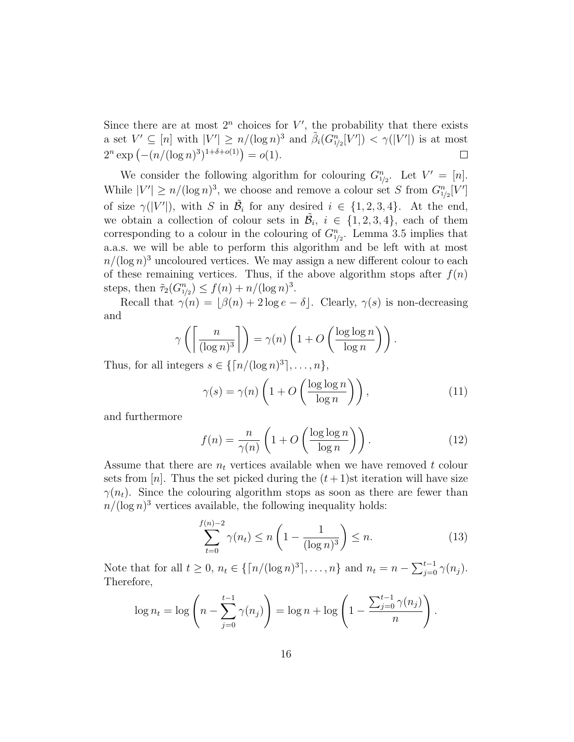Since there are at most $2^n$ choices for $V'$, the probability that there exists a set $V' \subseteq [n]$ with $|V'| \geq n/(\log n)^3$ and $\tilde{\beta}_i(G^n_{1/2}[V']) < \gamma(|V'|)$ is at most $2^n \exp\left(-(n/(\log n)^3)^{1+\delta+o(1)}\right) = o(1)$. $\square$

We consider the following algorithm for colouring $G^n_{1/2}$. Let $V' = [n]$. While $|V'| \geq n/(\log n)^3$, we choose and remove a colour set $S$ from $G^n_{1/2}[V']$ of size $\gamma(|V'|)$, with $S$ in $\tilde{\mathcal{B}}_i$ for any desired $i \in \{1, 2, 3, 4\}$. At the end, we obtain a collection of colour sets in $\tilde{\mathcal{B}}_i$, $i \in \{1, 2, 3, 4\}$, each of them corresponding to a colour in the colouring of $G^n_{1/2}$. Lemma 3.5 implies that a.a.s. we will be able to perform this algorithm and be left with at most $n/(\log n)^3$ uncoloured vertices. We may assign a new different colour to each of these remaining vertices. Thus, if the above algorithm stops after $f(n)$ steps, then $\tilde{\tau}_2(G^n_{1/2}) \leq f(n) + n/(\log n)^3$.

Recall that $\gamma(n) = \lfloor \beta(n) + 2\log e - \delta \rfloor$. Clearly, $\gamma(s)$ is non-decreasing and

$$\gamma\left(\left\lceil \frac{n}{(\log n)^3} \right\rceil\right) = \gamma(n)\left(1 + O\left(\frac{\log\log n}{\log n}\right)\right).$$

Thus, for all integers $s \in \{\lceil n/(\log n)^3 \rceil, \ldots, n\}$,

$$\gamma(s) = \gamma(n)\left(1 + O\left(\frac{\log\log n}{\log n}\right)\right), \tag{11}$$

and furthermore

$$f(n) = \frac{n}{\gamma(n)}\left(1 + O\left(\frac{\log\log n}{\log n}\right)\right). \tag{12}$$

Assume that there are $n_t$ vertices available when we have removed $t$ colour sets from $[n]$. Thus the set picked during the $(t+1)$st iteration will have size $\gamma(n_t)$. Since the colouring algorithm stops as soon as there are fewer than $n/(\log n)^3$ vertices available, the following inequality holds:

$$\sum_{t=0}^{f(n)-2} \gamma(n_t) \leq n\left(1 - \frac{1}{(\log n)^3}\right) \leq n. \tag{13}$$

Note that for all $t \geq 0$, $n_t \in \{\lceil n/(\log n)^3 \rceil, \ldots, n\}$ and $n_t = n - \sum_{j=0}^{t-1} \gamma(n_j)$. Therefore,

$$\log n_t = \log\left(n - \sum_{j=0}^{t-1} \gamma(n_j)\right) = \log n + \log\left(1 - \frac{\sum_{j=0}^{t-1} \gamma(n_j)}{n}\right).$$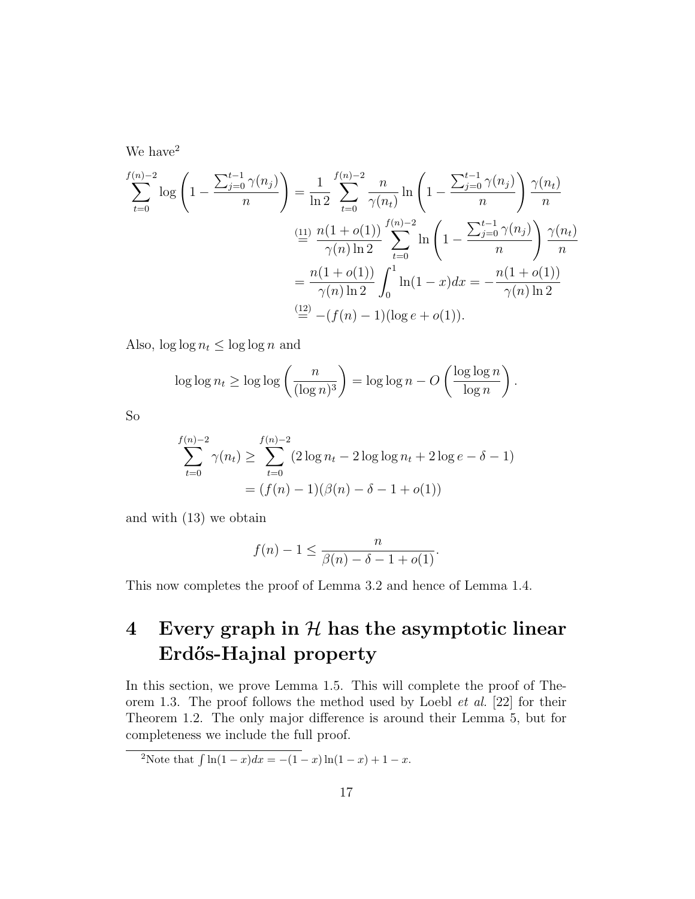We have[2]

$$
\begin{aligned}
\sum_{t=0}^{f(n)-2} \log\left(1 - \frac{\sum_{j=0}^{t-1}\gamma(n_j)}{n}\right) &= \frac{1}{\ln 2}\sum_{t=0}^{f(n)-2} \frac{n}{\gamma(n_t)} \ln\left(1 - \frac{\sum_{j=0}^{t-1}\gamma(n_j)}{n}\right)\frac{\gamma(n_t)}{n} \\
&\overset{(11)}{=} \frac{n(1+o(1))}{\gamma(n)\ln 2}\sum_{t=0}^{f(n)-2} \ln\left(1 - \frac{\sum_{j=0}^{t-1}\gamma(n_j)}{n}\right)\frac{\gamma(n_t)}{n} \\
&= \frac{n(1+o(1))}{\gamma(n)\ln 2}\int_0^1 \ln(1-x)dx = -\frac{n(1+o(1))}{\gamma(n)\ln 2} \\
&\overset{(12)}{=} -(f(n)-1)(\log e + o(1)).
\end{aligned}
$$

Also, $\log\log n_t \le \log\log n$ and

$$
\log\log n_t \ge \log\log\left(\frac{n}{(\log n)^3}\right) = \log\log n - O\left(\frac{\log\log n}{\log n}\right).
$$

So

$$
\begin{aligned}
\sum_{t=0}^{f(n)-2}\gamma(n_t) &\ge \sum_{t=0}^{f(n)-2}(2\log n_t - 2\log\log n_t + 2\log e - \delta - 1) \\
&= (f(n)-1)(\beta(n) - \delta - 1 + o(1))
\end{aligned}
$$

and with (13) we obtain

$$
f(n) - 1 \le \frac{n}{\beta(n) - \delta - 1 + o(1)}.
$$

This now completes the proof of Lemma 3.2 and hence of Lemma 1.4.

# 4 Every graph in $\mathcal{H}$ has the asymptotic linear Erdős-Hajnal property

In this section, we prove Lemma 1.5. This will complete the proof of Theorem 1.3. The proof follows the method used by Loebl *et al.* [22] for their Theorem 1.2. The only major difference is around their Lemma 5, but for completeness we include the full proof.

[2] Note that $\int \ln(1-x)dx = -(1-x)\ln(1-x) + 1 - x$.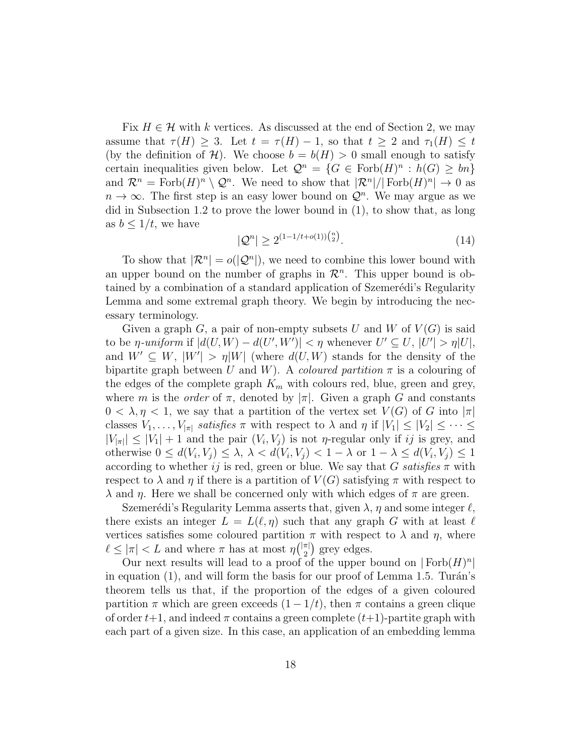Fix $H \in \mathcal{H}$ with $k$ vertices. As discussed at the end of Section 2, we may assume that $\tau(H) \geq 3$. Let $t = \tau(H) - 1$, so that $t \geq 2$ and $\tau_1(H) \leq t$ (by the definition of $\mathcal{H}$). We choose $b = b(H) > 0$ small enough to satisfy certain inequalities given below. Let $\mathcal{Q}^n = \{G \in \mathrm{Forb}(H)^n : h(G) \geq bn\}$ and $\mathcal{R}^n = \mathrm{Forb}(H)^n \setminus \mathcal{Q}^n$. We need to show that $|\mathcal{R}^n|/|\mathrm{Forb}(H)^n| \to 0$ as $n \to \infty$. The first step is an easy lower bound on $\mathcal{Q}^n$. We may argue as we did in Subsection 1.2 to prove the lower bound in (1), to show that, as long as $b \leq 1/t$, we have

$$|\mathcal{Q}^n| \geq 2^{(1-1/t+o(1))\binom{n}{2}}. \tag{14}$$

To show that $|\mathcal{R}^n| = o(|\mathcal{Q}^n|)$, we need to combine this lower bound with an upper bound on the number of graphs in $\mathcal{R}^n$. This upper bound is obtained by a combination of a standard application of Szemerédi's Regularity Lemma and some extremal graph theory. We begin by introducing the necessary terminology.

Given a graph $G$, a pair of non-empty subsets $U$ and $W$ of $V(G)$ is said to be *$\eta$-uniform* if $|d(U,W) - d(U',W')| < \eta$ whenever $U' \subseteq U$, $|U'| > \eta|U|$, and $W' \subseteq W$, $|W'| > \eta|W|$ (where $d(U,W)$ stands for the density of the bipartite graph between $U$ and $W$). A *coloured partition* $\pi$ is a colouring of the edges of the complete graph $K_m$ with colours red, blue, green and grey, where $m$ is the *order* of $\pi$, denoted by $|\pi|$. Given a graph $G$ and constants $0 < \lambda, \eta < 1$, we say that a partition of the vertex set $V(G)$ of $G$ into $|\pi|$ classes $V_1, \ldots, V_{|\pi|}$ *satisfies* $\pi$ with respect to $\lambda$ and $\eta$ if $|V_1| \leq |V_2| \leq \cdots \leq |V_{|\pi|}| \leq |V_1| + 1$ and the pair $(V_i, V_j)$ is not $\eta$-regular only if $ij$ is grey, and otherwise $0 \leq d(V_i, V_j) \leq \lambda$, $\lambda < d(V_i, V_j) < 1 - \lambda$ or $1 - \lambda \leq d(V_i, V_j) \leq 1$ according to whether $ij$ is red, green or blue. We say that $G$ *satisfies* $\pi$ with respect to $\lambda$ and $\eta$ if there is a partition of $V(G)$ satisfying $\pi$ with respect to $\lambda$ and $\eta$. Here we shall be concerned only with which edges of $\pi$ are green.

Szemerédi's Regularity Lemma asserts that, given $\lambda$, $\eta$ and some integer $\ell$, there exists an integer $L = L(\ell, \eta)$ such that any graph $G$ with at least $\ell$ vertices satisfies some coloured partition $\pi$ with respect to $\lambda$ and $\eta$, where $\ell \leq |\pi| < L$ and where $\pi$ has at most $\eta\binom{|\pi|}{2}$ grey edges.

Our next results will lead to a proof of the upper bound on $|\mathrm{Forb}(H)^n|$ in equation (1), and will form the basis for our proof of Lemma 1.5. Turán's theorem tells us that, if the proportion of the edges of a given coloured partition $\pi$ which are green exceeds $(1 - 1/t)$, then $\pi$ contains a green clique of order $t+1$, and indeed $\pi$ contains a green complete $(t+1)$-partite graph with each part of a given size. In this case, an application of an embedding lemma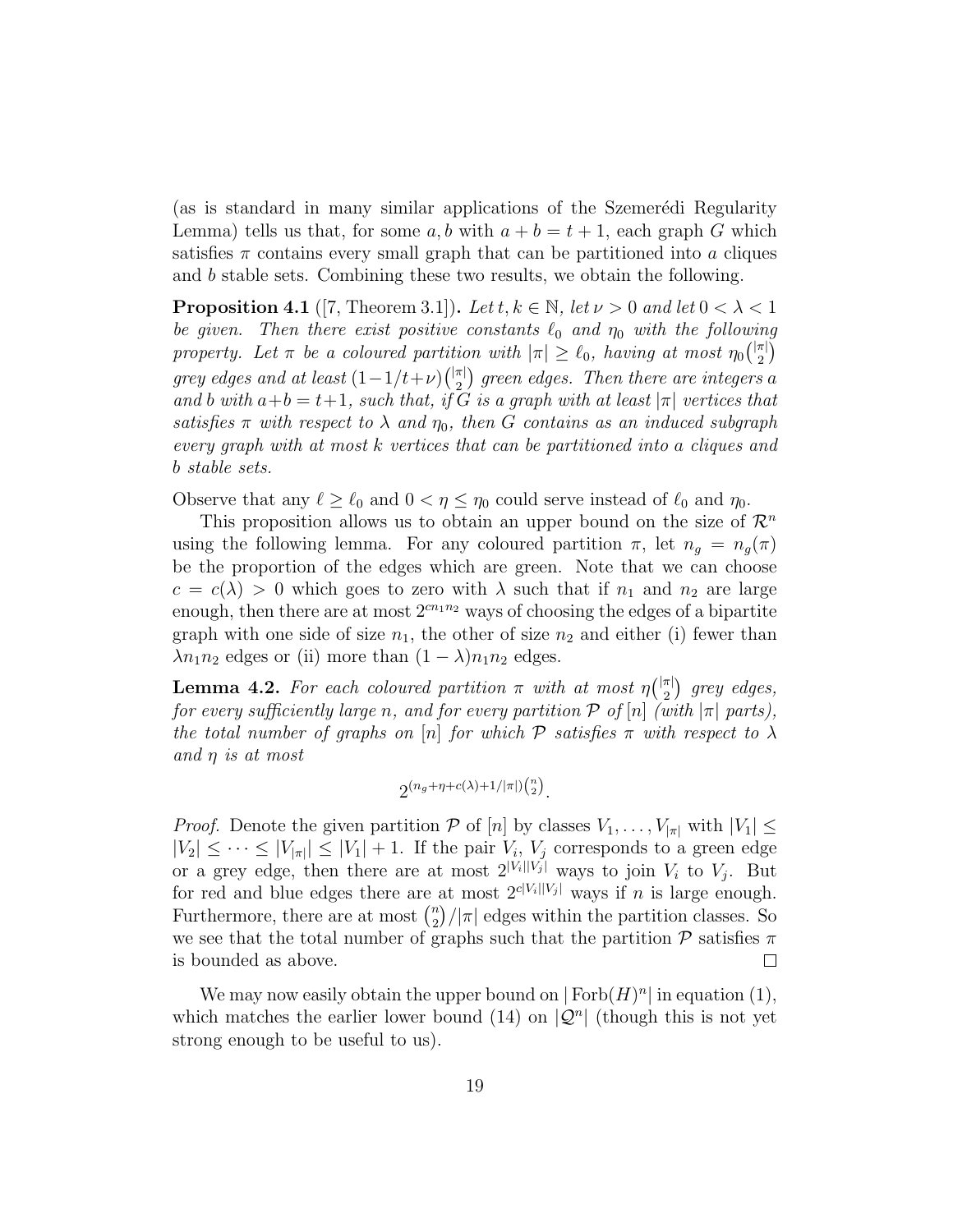(as is standard in many similar applications of the Szemerédi Regularity Lemma) tells us that, for some $a, b$ with $a + b = t + 1$, each graph $G$ which satisfies $\pi$ contains every small graph that can be partitioned into $a$ cliques and $b$ stable sets. Combining these two results, we obtain the following.

**Proposition 4.1** ([7, Theorem 3.1]). *Let $t, k \in \mathbb{N}$, let $\nu > 0$ and let $0 < \lambda < 1$ be given. Then there exist positive constants $\ell_0$ and $\eta_0$ with the following property. Let $\pi$ be a coloured partition with $|\pi| \geq \ell_0$, having at most $\eta_0\binom{|\pi|}{2}$ grey edges and at least $(1-1/t+\nu)\binom{|\pi|}{2}$ green edges. Then there are integers $a$ and $b$ with $a+b = t+1$, such that, if $G$ is a graph with at least $|\pi|$ vertices that satisfies $\pi$ with respect to $\lambda$ and $\eta_0$, then $G$ contains as an induced subgraph every graph with at most $k$ vertices that can be partitioned into $a$ cliques and $b$ stable sets.*

Observe that any $\ell \geq \ell_0$ and $0 < \eta \leq \eta_0$ could serve instead of $\ell_0$ and $\eta_0$.

This proposition allows us to obtain an upper bound on the size of $\mathcal{R}^n$ using the following lemma. For any coloured partition $\pi$, let $n_g = n_g(\pi)$ be the proportion of the edges which are green. Note that we can choose $c = c(\lambda) > 0$ which goes to zero with $\lambda$ such that if $n_1$ and $n_2$ are large enough, then there are at most $2^{cn_1n_2}$ ways of choosing the edges of a bipartite graph with one side of size $n_1$, the other of size $n_2$ and either (i) fewer than $\lambda n_1 n_2$ edges or (ii) more than $(1-\lambda)n_1n_2$ edges.

**Lemma 4.2.** *For each coloured partition $\pi$ with at most $\eta\binom{|\pi|}{2}$ grey edges, for every sufficiently large $n$, and for every partition $\mathcal{P}$ of $[n]$ (with $|\pi|$ parts), the total number of graphs on $[n]$ for which $\mathcal{P}$ satisfies $\pi$ with respect to $\lambda$ and $\eta$ is at most*

$$2^{(n_g+\eta+c(\lambda)+1/|\pi|)\binom{n}{2}}.$$

*Proof.* Denote the given partition $\mathcal{P}$ of $[n]$ by classes $V_1, \ldots, V_{|\pi|}$ with $|V_1| \leq |V_2| \leq \cdots \leq |V_{|\pi|}| \leq |V_1| + 1$. If the pair $V_i$, $V_j$ corresponds to a green edge or a grey edge, then there are at most $2^{|V_i||V_j|}$ ways to join $V_i$ to $V_j$. But for red and blue edges there are at most $2^{c|V_i||V_j|}$ ways if $n$ is large enough. Furthermore, there are at most $\binom{n}{2}/|\pi|$ edges within the partition classes. So we see that the total number of graphs such that the partition $\mathcal{P}$ satisfies $\pi$ is bounded as above. $\square$

We may now easily obtain the upper bound on $|\operatorname{Forb}(H)^n|$ in equation (1), which matches the earlier lower bound (14) on $|\mathcal{Q}^n|$ (though this is not yet strong enough to be useful to us).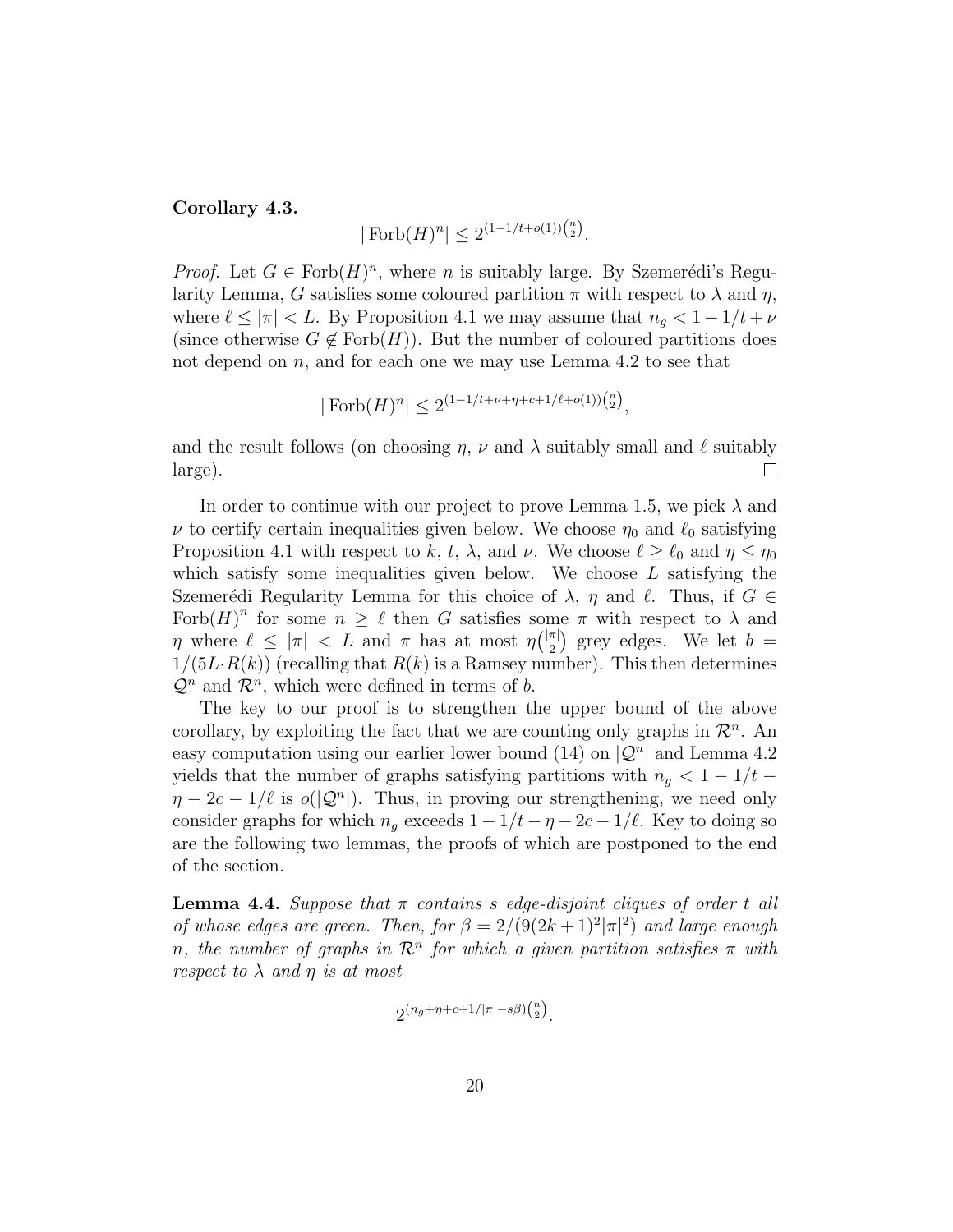**Corollary 4.3.**

$$|\operatorname{Forb}(H)^n| \leq 2^{(1-1/t+o(1))\binom{n}{2}}.$$

*Proof.* Let $G \in \operatorname{Forb}(H)^n$, where $n$ is suitably large. By Szemerédi's Regularity Lemma, $G$ satisfies some coloured partition $\pi$ with respect to $\lambda$ and $\eta$, where $\ell \leq |\pi| < L$. By Proposition 4.1 we may assume that $n_g < 1 - 1/t + \nu$ (since otherwise $G \notin \operatorname{Forb}(H)$). But the number of coloured partitions does not depend on $n$, and for each one we may use Lemma 4.2 to see that

$$|\operatorname{Forb}(H)^n| \leq 2^{(1-1/t+\nu+\eta+c+1/\ell+o(1))\binom{n}{2}},$$

and the result follows (on choosing $\eta$, $\nu$ and $\lambda$ suitably small and $\ell$ suitably large). $\square$

In order to continue with our project to prove Lemma 1.5, we pick $\lambda$ and $\nu$ to certify certain inequalities given below. We choose $\eta_0$ and $\ell_0$ satisfying Proposition 4.1 with respect to $k$, $t$, $\lambda$, and $\nu$. We choose $\ell \geq \ell_0$ and $\eta \leq \eta_0$ which satisfy some inequalities given below. We choose $L$ satisfying the Szemerédi Regularity Lemma for this choice of $\lambda$, $\eta$ and $\ell$. Thus, if $G \in \operatorname{Forb}(H)^n$ for some $n \geq \ell$ then $G$ satisfies some $\pi$ with respect to $\lambda$ and $\eta$ where $\ell \leq |\pi| < L$ and $\pi$ has at most $\eta\binom{|\pi|}{2}$ grey edges. We let $b = 1/(5L \cdot R(k))$ (recalling that $R(k)$ is a Ramsey number). This then determines $\mathcal{Q}^n$ and $\mathcal{R}^n$, which were defined in terms of $b$.

The key to our proof is to strengthen the upper bound of the above corollary, by exploiting the fact that we are counting only graphs in $\mathcal{R}^n$. An easy computation using our earlier lower bound (14) on $|\mathcal{Q}^n|$ and Lemma 4.2 yields that the number of graphs satisfying partitions with $n_g < 1 - 1/t - \eta - 2c - 1/\ell$ is $o(|\mathcal{Q}^n|)$. Thus, in proving our strengthening, we need only consider graphs for which $n_g$ exceeds $1 - 1/t - \eta - 2c - 1/\ell$. Key to doing so are the following two lemmas, the proofs of which are postponed to the end of the section.

**Lemma 4.4.** *Suppose that $\pi$ contains $s$ edge-disjoint cliques of order $t$ all of whose edges are green. Then, for $\beta = 2/(9(2k+1)^2|\pi|^2)$ and large enough $n$, the number of graphs in $\mathcal{R}^n$ for which a given partition satisfies $\pi$ with respect to $\lambda$ and $\eta$ is at most*

$$2^{(n_g+\eta+c+1/|\pi|-s\beta)\binom{n}{2}}.$$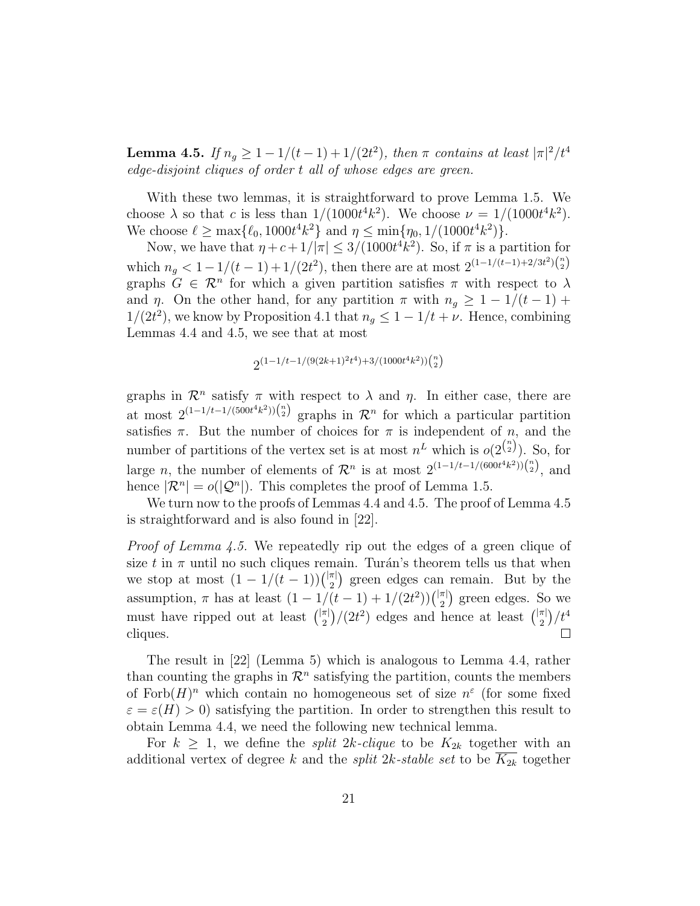**Lemma 4.5.** *If $n_g \geq 1 - 1/(t-1) + 1/(2t^2)$, then $\pi$ contains at least $|\pi|^2/t^4$ edge-disjoint cliques of order $t$ all of whose edges are green.*

With these two lemmas, it is straightforward to prove Lemma 1.5. We choose $\lambda$ so that $c$ is less than $1/(1000t^4k^2)$. We choose $\nu = 1/(1000t^4k^2)$. We choose $\ell \geq \max\{\ell_0, 1000t^4k^2\}$ and $\eta \leq \min\{\eta_0, 1/(1000t^4k^2)\}$.

Now, we have that $\eta + c + 1/|\pi| \leq 3/(1000t^4k^2)$. So, if $\pi$ is a partition for which $n_g < 1 - 1/(t-1) + 1/(2t^2)$, then there are at most $2^{(1-1/(t-1)+2/3t^2)\binom{n}{2}}$ graphs $G \in \mathcal{R}^n$ for which a given partition satisfies $\pi$ with respect to $\lambda$ and $\eta$. On the other hand, for any partition $\pi$ with $n_g \geq 1 - 1/(t-1) + 1/(2t^2)$, we know by Proposition 4.1 that $n_g \leq 1 - 1/t + \nu$. Hence, combining Lemmas 4.4 and 4.5, we see that at most

$$2^{(1-1/t-1/(9(2k+1)^2t^4)+3/(1000t^4k^2))\binom{n}{2}}$$

graphs in $\mathcal{R}^n$ satisfy $\pi$ with respect to $\lambda$ and $\eta$. In either case, there are at most $2^{(1-1/t-1/(500t^4k^2))\binom{n}{2}}$ graphs in $\mathcal{R}^n$ for which a particular partition satisfies $\pi$. But the number of choices for $\pi$ is independent of $n$, and the number of partitions of the vertex set is at most $n^L$ which is $o(2^{\binom{n}{2}})$. So, for large $n$, the number of elements of $\mathcal{R}^n$ is at most $2^{(1-1/t-1/(600t^4k^2))\binom{n}{2}}$, and hence $|\mathcal{R}^n| = o(|\mathcal{Q}^n|)$. This completes the proof of Lemma 1.5.

We turn now to the proofs of Lemmas 4.4 and 4.5. The proof of Lemma 4.5 is straightforward and is also found in [22].

*Proof of Lemma 4.5.* We repeatedly rip out the edges of a green clique of size $t$ in $\pi$ until no such cliques remain. Turán's theorem tells us that when we stop at most $(1 - 1/(t-1))\binom{|\pi|}{2}$ green edges can remain. But by the assumption, $\pi$ has at least $(1 - 1/(t-1) + 1/(2t^2))\binom{|\pi|}{2}$ green edges. So we must have ripped out at least $\binom{|\pi|}{2}/(2t^2)$ edges and hence at least $\binom{|\pi|}{2}/t^4$ cliques. □

The result in [22] (Lemma 5) which is analogous to Lemma 4.4, rather than counting the graphs in $\mathcal{R}^n$ satisfying the partition, counts the members of $\text{Forb}(H)^n$ which contain no homogeneous set of size $n^\varepsilon$ (for some fixed $\varepsilon = \varepsilon(H) > 0$) satisfying the partition. In order to strengthen this result to obtain Lemma 4.4, we need the following new technical lemma.

For $k \geq 1$, we define the *split $2k$-clique* to be $K_{2k}$ together with an additional vertex of degree $k$ and the *split $2k$-stable set* to be $\overline{K_{2k}}$ together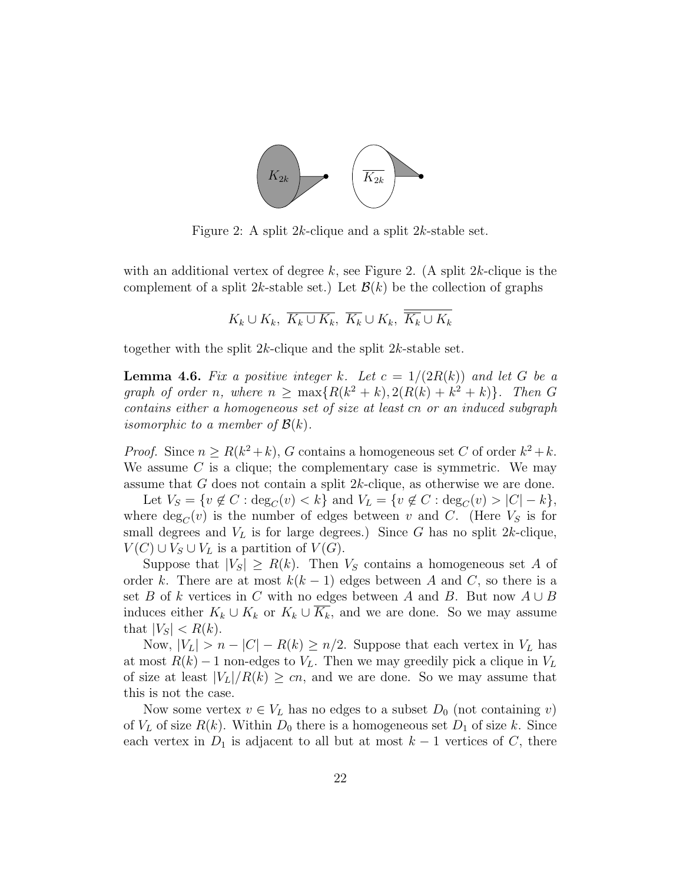Figure 2: A split $2k$-clique and a split $2k$-stable set.

with an additional vertex of degree $k$, see Figure 2. (A split $2k$-clique is the complement of a split $2k$-stable set.) Let $\mathcal{B}(k)$ be the collection of graphs

$$K_k \cup K_k,\ \overline{K_k \cup K_k},\ \overline{K_k} \cup K_k,\ \overline{\overline{K_k} \cup K_k}$$

together with the split $2k$-clique and the split $2k$-stable set.

**Lemma 4.6.** *Fix a positive integer $k$. Let $c = 1/(2R(k))$ and let $G$ be a graph of order $n$, where $n \geq \max\{R(k^2+k), 2(R(k)+k^2+k)\}$. Then $G$ contains either a homogeneous set of size at least $cn$ or an induced subgraph isomorphic to a member of $\mathcal{B}(k)$.*

*Proof.* Since $n \geq R(k^2+k)$, $G$ contains a homogeneous set $C$ of order $k^2+k$. We assume $C$ is a clique; the complementary case is symmetric. We may assume that $G$ does not contain a split $2k$-clique, as otherwise we are done.

Let $V_S = \{v \notin C : \deg_C(v) < k\}$ and $V_L = \{v \notin C : \deg_C(v) > |C| - k\}$, where $\deg_C(v)$ is the number of edges between $v$ and $C$. (Here $V_S$ is for small degrees and $V_L$ is for large degrees.) Since $G$ has no split $2k$-clique, $V(C) \cup V_S \cup V_L$ is a partition of $V(G)$.

Suppose that $|V_S| \geq R(k)$. Then $V_S$ contains a homogeneous set $A$ of order $k$. There are at most $k(k-1)$ edges between $A$ and $C$, so there is a set $B$ of $k$ vertices in $C$ with no edges between $A$ and $B$. But now $A \cup B$ induces either $K_k \cup K_k$ or $K_k \cup \overline{K_k}$, and we are done. So we may assume that $|V_S| < R(k)$.

Now, $|V_L| > n - |C| - R(k) \geq n/2$. Suppose that each vertex in $V_L$ has at most $R(k)-1$ non-edges to $V_L$. Then we may greedily pick a clique in $V_L$ of size at least $|V_L|/R(k) \geq cn$, and we are done. So we may assume that this is not the case.

Now some vertex $v \in V_L$ has no edges to a subset $D_0$ (not containing $v$) of $V_L$ of size $R(k)$. Within $D_0$ there is a homogeneous set $D_1$ of size $k$. Since each vertex in $D_1$ is adjacent to all but at most $k-1$ vertices of $C$, there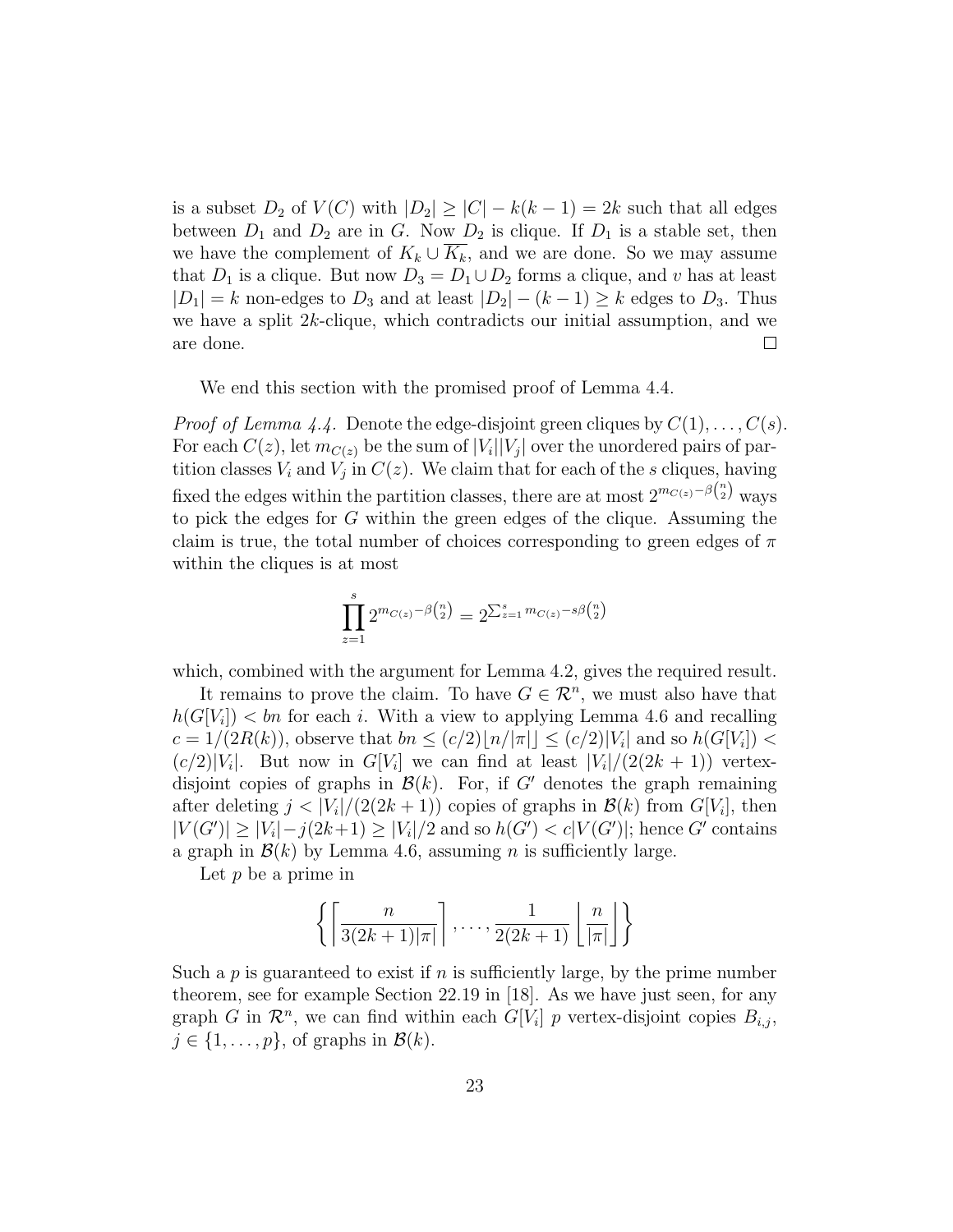is a subset $D_2$ of $V(C)$ with $|D_2| \geq |C| - k(k-1) = 2k$ such that all edges between $D_1$ and $D_2$ are in $G$. Now $D_2$ is clique. If $D_1$ is a stable set, then we have the complement of $K_k \cup \overline{K_k}$, and we are done. So we may assume that $D_1$ is a clique. But now $D_3 = D_1 \cup D_2$ forms a clique, and $v$ has at least $|D_1| = k$ non-edges to $D_3$ and at least $|D_2| - (k-1) \geq k$ edges to $D_3$. Thus we have a split $2k$-clique, which contradicts our initial assumption, and we are done. $\square$

We end this section with the promised proof of Lemma 4.4.

*Proof of Lemma 4.4.* Denote the edge-disjoint green cliques by $C(1), \ldots, C(s)$. For each $C(z)$, let $m_{C(z)}$ be the sum of $|V_i||V_j|$ over the unordered pairs of partition classes $V_i$ and $V_j$ in $C(z)$. We claim that for each of the $s$ cliques, having fixed the edges within the partition classes, there are at most $2^{m_{C(z)} - \beta\binom{n}{2}}$ ways to pick the edges for $G$ within the green edges of the clique. Assuming the claim is true, the total number of choices corresponding to green edges of $\pi$ within the cliques is at most

$$\prod_{z=1}^{s} 2^{m_{C(z)} - \beta\binom{n}{2}} = 2^{\sum_{z=1}^{s} m_{C(z)} - s\beta\binom{n}{2}}$$

which, combined with the argument for Lemma 4.2, gives the required result.

It remains to prove the claim. To have $G \in \mathcal{R}^n$, we must also have that $h(G[V_i]) < bn$ for each $i$. With a view to applying Lemma 4.6 and recalling $c = 1/(2R(k))$, observe that $bn \leq (c/2)\lfloor n/|\pi| \rfloor \leq (c/2)|V_i|$ and so $h(G[V_i]) < (c/2)|V_i|$. But now in $G[V_i]$ we can find at least $|V_i|/(2(2k+1))$ vertex-disjoint copies of graphs in $\mathcal{B}(k)$. For, if $G'$ denotes the graph remaining after deleting $j < |V_i|/(2(2k+1))$ copies of graphs in $\mathcal{B}(k)$ from $G[V_i]$, then $|V(G')| \geq |V_i| - j(2k+1) \geq |V_i|/2$ and so $h(G') < c|V(G')|$; hence $G'$ contains a graph in $\mathcal{B}(k)$ by Lemma 4.6, assuming $n$ is sufficiently large.

Let $p$ be a prime in

$$\left\{ \left\lceil \frac{n}{3(2k+1)|\pi|} \right\rceil, \ldots, \frac{1}{2(2k+1)} \left\lfloor \frac{n}{|\pi|} \right\rfloor \right\}$$

Such a $p$ is guaranteed to exist if $n$ is sufficiently large, by the prime number theorem, see for example Section 22.19 in [18]. As we have just seen, for any graph $G$ in $\mathcal{R}^n$, we can find within each $G[V_i]$ $p$ vertex-disjoint copies $B_{i,j}$, $j \in \{1, \ldots, p\}$, of graphs in $\mathcal{B}(k)$.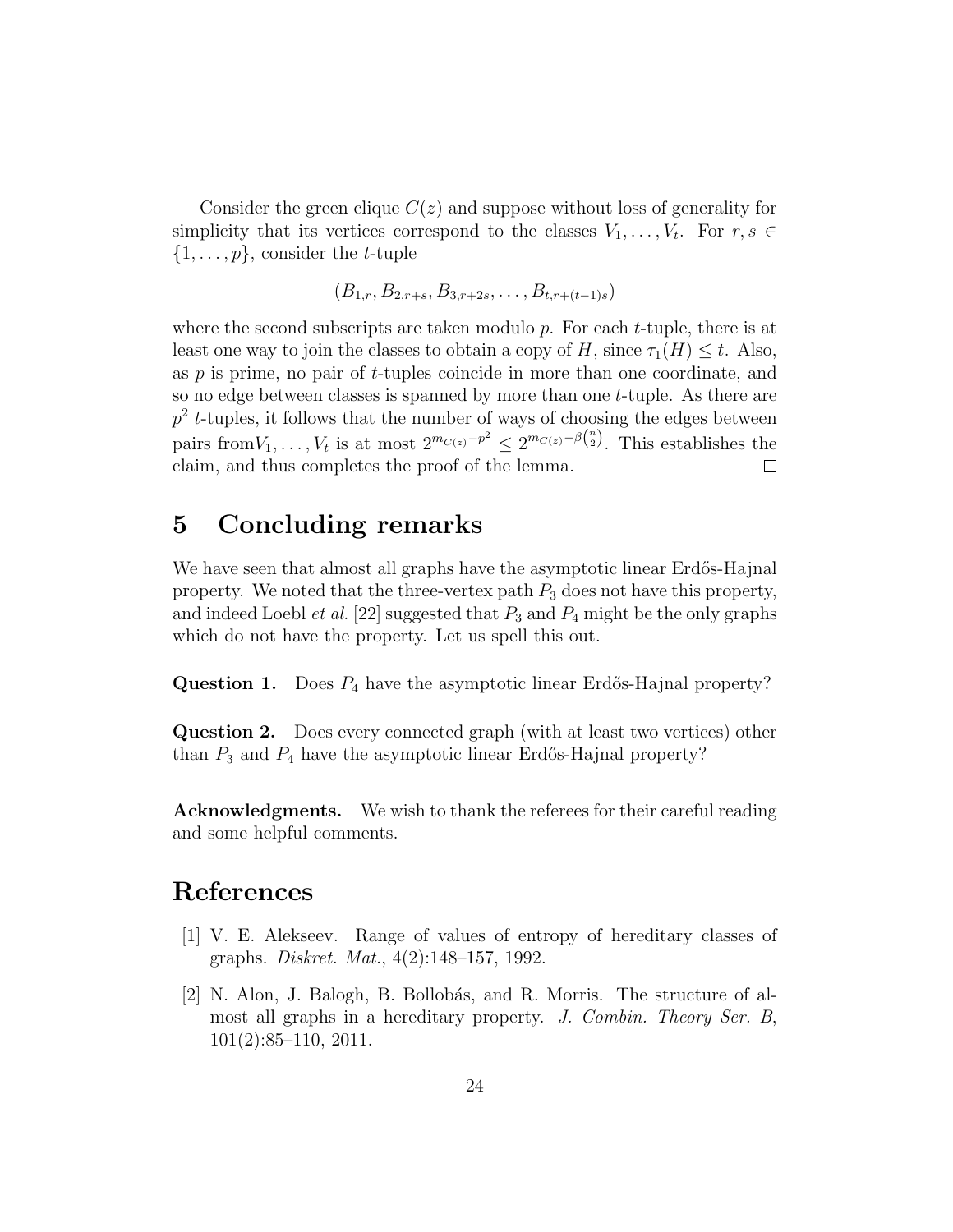Consider the green clique $C(z)$ and suppose without loss of generality for simplicity that its vertices correspond to the classes $V_1, \ldots, V_t$. For $r, s \in \{1, \ldots, p\}$, consider the $t$-tuple

$$(B_{1,r}, B_{2,r+s}, B_{3,r+2s}, \ldots, B_{t,r+(t-1)s})$$

where the second subscripts are taken modulo $p$. For each $t$-tuple, there is at least one way to join the classes to obtain a copy of $H$, since $\tau_1(H) \leq t$. Also, as $p$ is prime, no pair of $t$-tuples coincide in more than one coordinate, and so no edge between classes is spanned by more than one $t$-tuple. As there are $p^2$ $t$-tuples, it follows that the number of ways of choosing the edges between pairs from$V_1, \ldots, V_t$ is at most $2^{m_{C(z)}-p^2} \leq 2^{m_{C(z)}-\beta\binom{n}{2}}$. This establishes the claim, and thus completes the proof of the lemma. □

# 5 Concluding remarks

We have seen that almost all graphs have the asymptotic linear Erdős-Hajnal property. We noted that the three-vertex path $P_3$ does not have this property, and indeed Loebl *et al.* [22] suggested that $P_3$ and $P_4$ might be the only graphs which do not have the property. Let us spell this out.

**Question 1.** Does $P_4$ have the asymptotic linear Erdős-Hajnal property?

**Question 2.** Does every connected graph (with at least two vertices) other than $P_3$ and $P_4$ have the asymptotic linear Erdős-Hajnal property?

**Acknowledgments.** We wish to thank the referees for their careful reading and some helpful comments.

# References

[1] V. E. Alekseev. Range of values of entropy of hereditary classes of graphs. *Diskret. Mat.*, 4(2):148–157, 1992.

[2] N. Alon, J. Balogh, B. Bollobás, and R. Morris. The structure of almost all graphs in a hereditary property. *J. Combin. Theory Ser. B*, 101(2):85–110, 2011.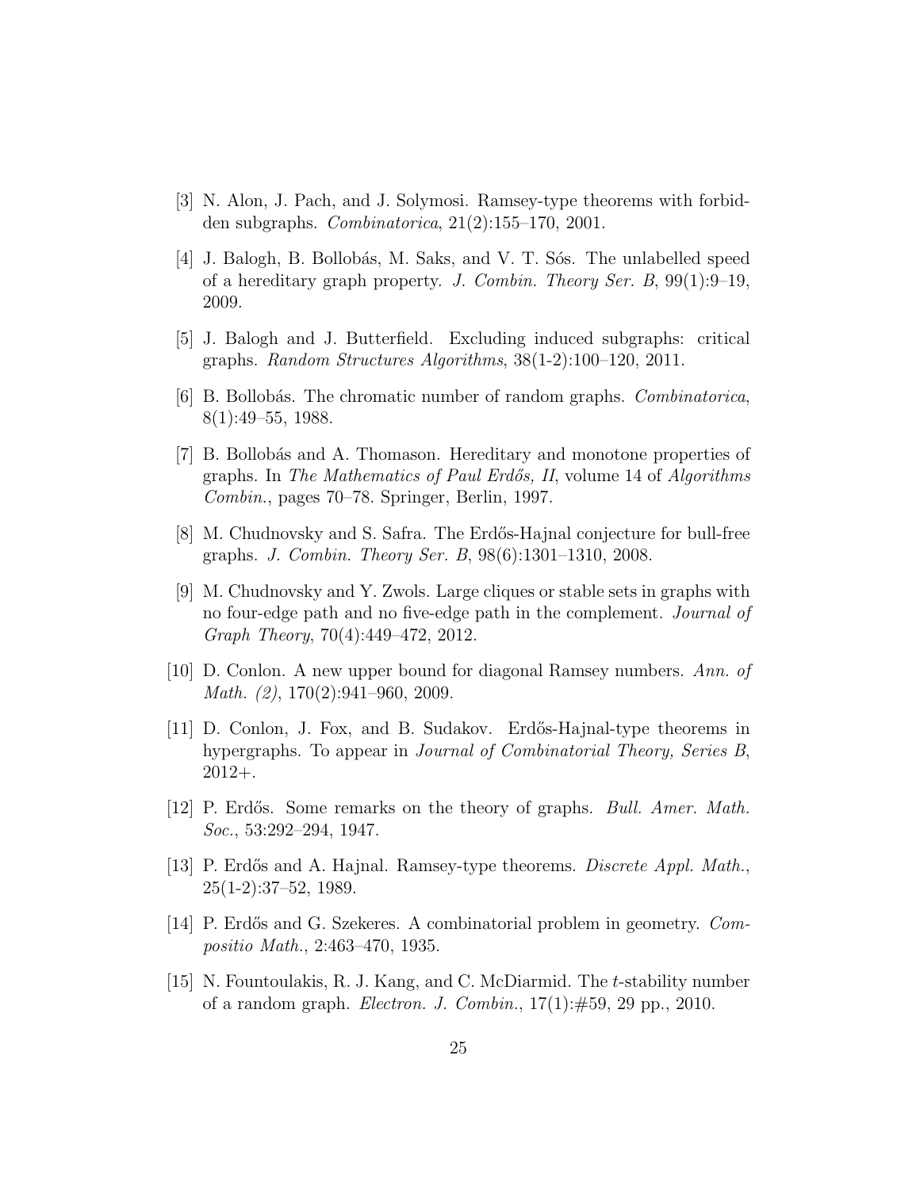[3] N. Alon, J. Pach, and J. Solymosi. Ramsey-type theorems with forbidden subgraphs. *Combinatorica*, 21(2):155–170, 2001.

[4] J. Balogh, B. Bollobás, M. Saks, and V. T. Sós. The unlabelled speed of a hereditary graph property. *J. Combin. Theory Ser. B*, 99(1):9–19, 2009.

[5] J. Balogh and J. Butterfield. Excluding induced subgraphs: critical graphs. *Random Structures Algorithms*, 38(1-2):100–120, 2011.

[6] B. Bollobás. The chromatic number of random graphs. *Combinatorica*, 8(1):49–55, 1988.

[7] B. Bollobás and A. Thomason. Hereditary and monotone properties of graphs. In *The Mathematics of Paul Erdős, II*, volume 14 of *Algorithms Combin.*, pages 70–78. Springer, Berlin, 1997.

[8] M. Chudnovsky and S. Safra. The Erdős-Hajnal conjecture for bull-free graphs. *J. Combin. Theory Ser. B*, 98(6):1301–1310, 2008.

[9] M. Chudnovsky and Y. Zwols. Large cliques or stable sets in graphs with no four-edge path and no five-edge path in the complement. *Journal of Graph Theory*, 70(4):449–472, 2012.

[10] D. Conlon. A new upper bound for diagonal Ramsey numbers. *Ann. of Math. (2)*, 170(2):941–960, 2009.

[11] D. Conlon, J. Fox, and B. Sudakov. Erdős-Hajnal-type theorems in hypergraphs. To appear in *Journal of Combinatorial Theory, Series B*, 2012+.

[12] P. Erdős. Some remarks on the theory of graphs. *Bull. Amer. Math. Soc.*, 53:292–294, 1947.

[13] P. Erdős and A. Hajnal. Ramsey-type theorems. *Discrete Appl. Math.*, 25(1-2):37–52, 1989.

[14] P. Erdős and G. Szekeres. A combinatorial problem in geometry. *Compositio Math.*, 2:463–470, 1935.

[15] N. Fountoulakis, R. J. Kang, and C. McDiarmid. The $t$-stability number of a random graph. *Electron. J. Combin.*, 17(1):#59, 29 pp., 2010.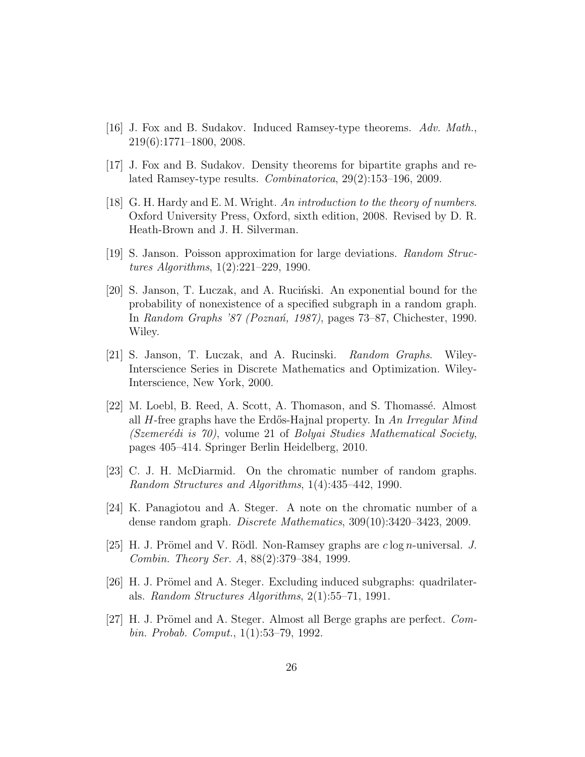[16] J. Fox and B. Sudakov. Induced Ramsey-type theorems. *Adv. Math.*, 219(6):1771–1800, 2008.

[17] J. Fox and B. Sudakov. Density theorems for bipartite graphs and related Ramsey-type results. *Combinatorica*, 29(2):153–196, 2009.

[18] G. H. Hardy and E. M. Wright. *An introduction to the theory of numbers*. Oxford University Press, Oxford, sixth edition, 2008. Revised by D. R. Heath-Brown and J. H. Silverman.

[19] S. Janson. Poisson approximation for large deviations. *Random Structures Algorithms*, 1(2):221–229, 1990.

[20] S. Janson, T. Łuczak, and A. Ruciński. An exponential bound for the probability of nonexistence of a specified subgraph in a random graph. In *Random Graphs '87 (Poznań, 1987)*, pages 73–87, Chichester, 1990. Wiley.

[21] S. Janson, T. Łuczak, and A. Rucinski. *Random Graphs*. Wiley-Interscience Series in Discrete Mathematics and Optimization. Wiley-Interscience, New York, 2000.

[22] M. Loebl, B. Reed, A. Scott, A. Thomason, and S. Thomassé. Almost all $H$-free graphs have the Erdős-Hajnal property. In *An Irregular Mind (Szemerédi is 70)*, volume 21 of *Bolyai Studies Mathematical Society*, pages 405–414. Springer Berlin Heidelberg, 2010.

[23] C. J. H. McDiarmid. On the chromatic number of random graphs. *Random Structures and Algorithms*, 1(4):435–442, 1990.

[24] K. Panagiotou and A. Steger. A note on the chromatic number of a dense random graph. *Discrete Mathematics*, 309(10):3420–3423, 2009.

[25] H. J. Prömel and V. Rödl. Non-Ramsey graphs are $c \log n$-universal. *J. Combin. Theory Ser. A*, 88(2):379–384, 1999.

[26] H. J. Prömel and A. Steger. Excluding induced subgraphs: quadrilaterals. *Random Structures Algorithms*, 2(1):55–71, 1991.

[27] H. J. Prömel and A. Steger. Almost all Berge graphs are perfect. *Combin. Probab. Comput.*, 1(1):53–79, 1992.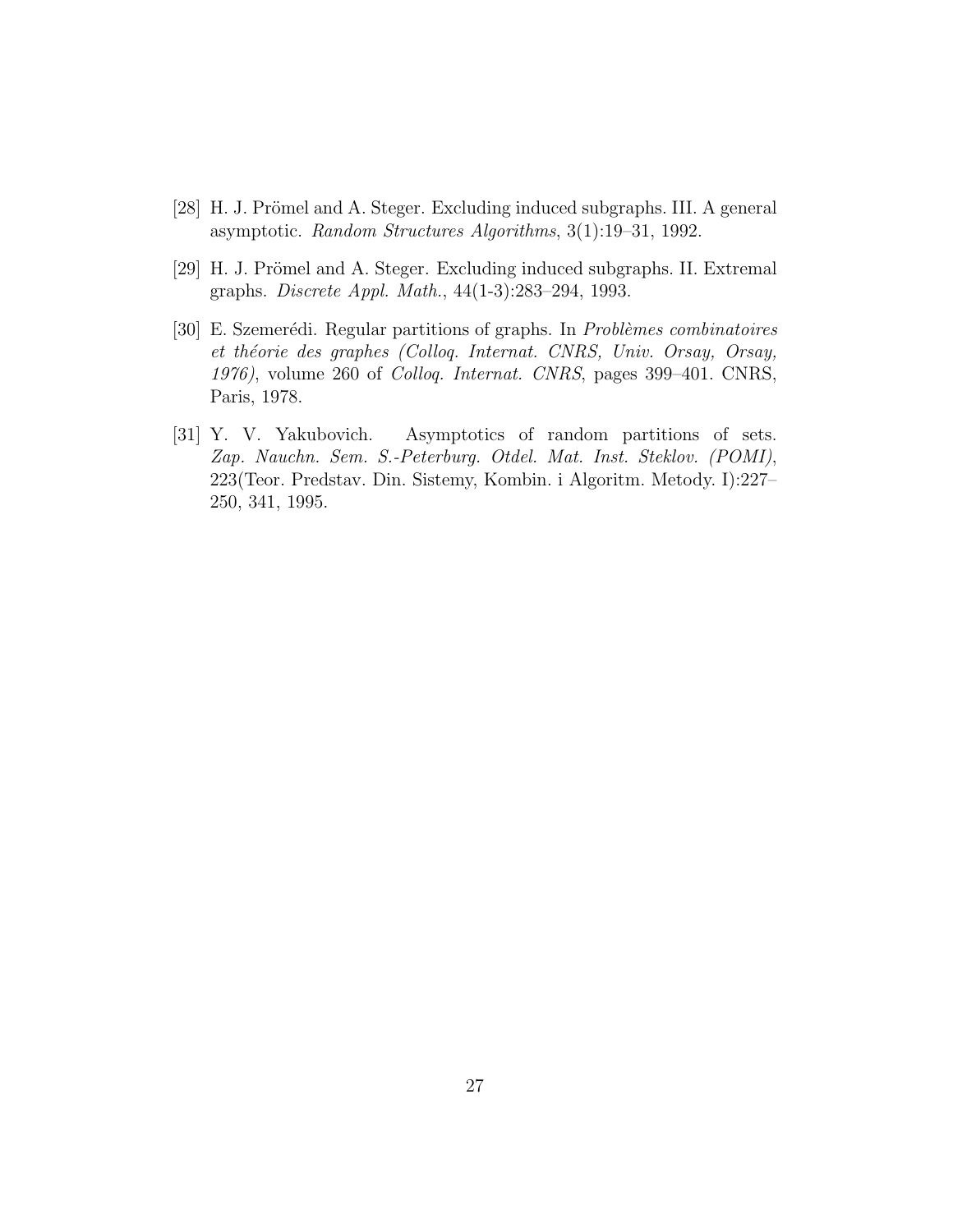[28] H. J. Prömel and A. Steger. Excluding induced subgraphs. III. A general asymptotic. *Random Structures Algorithms*, 3(1):19–31, 1992.

[29] H. J. Prömel and A. Steger. Excluding induced subgraphs. II. Extremal graphs. *Discrete Appl. Math.*, 44(1-3):283–294, 1993.

[30] E. Szemerédi. Regular partitions of graphs. In *Problèmes combinatoires et théorie des graphes (Colloq. Internat. CNRS, Univ. Orsay, Orsay, 1976)*, volume 260 of *Colloq. Internat. CNRS*, pages 399–401. CNRS, Paris, 1978.

[31] Y. V. Yakubovich. Asymptotics of random partitions of sets. *Zap. Nauchn. Sem. S.-Peterburg. Otdel. Mat. Inst. Steklov. (POMI)*, 223(Teor. Predstav. Din. Sistemy, Kombin. i Algoritm. Metody. I):227–250, 341, 1995.